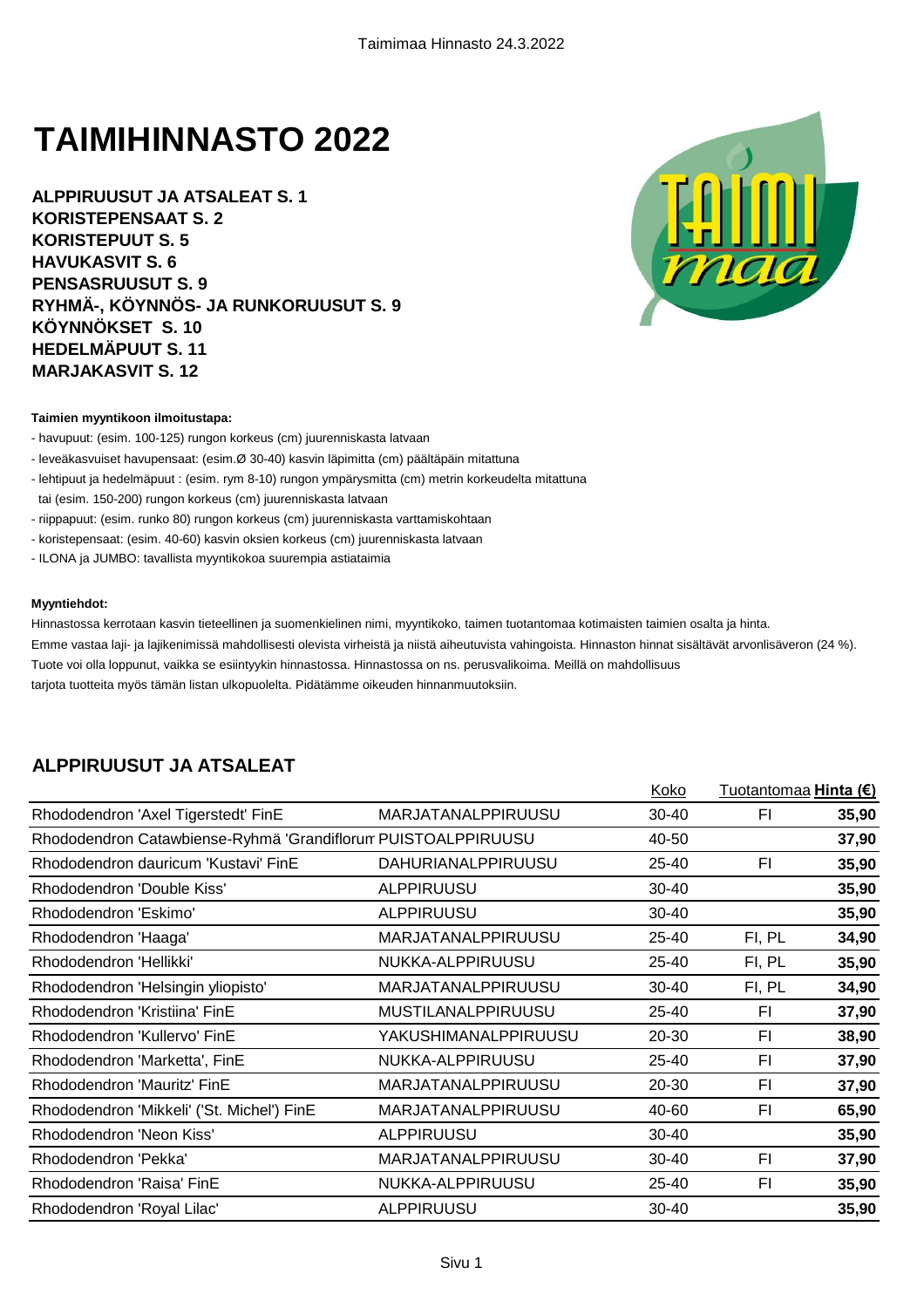# TAIMIHINNASTO 2022

**ALPPIRUUSUT JA ATSALEAT S. 1**
**KORISTEPENSAAT S. 2**
**KORISTEPUUT S. 5**
**HAVUKASVIT S. 6**
**PENSASRUUSUT S. 9**
**RYHMÄ-, KÖYNNÖS- JA RUNKORUUSUT S. 9**
**KÖYNNÖKSET S. 10**
**HEDELMÄPUUT S. 11**
**MARJAKASVIT S. 12**

**Taimien myyntikoon ilmoitustapa:**

- havupuut: (esim. 100-125) rungon korkeus (cm) juurenniskasta latvaan
- leveäkasvuiset havupensaat: (esim.Ø 30-40) kasvin läpimitta (cm) päältäpäin mitattuna
- lehtipuut ja hedelmäpuut : (esim. rym 8-10) rungon ympärysmitta (cm) metrin korkeudelta mitattuna
  tai (esim. 150-200) rungon korkeus (cm) juurenniskasta latvaan
- riippapuut: (esim. runko 80) rungon korkeus (cm) juurenniskasta varttamiskohtaan
- koristepensaat: (esim. 40-60) kasvin oksien korkeus (cm) juurenniskasta latvaan
- ILONA ja JUMBO: tavallista myyntikokoa suurempia astiataimia

**Myyntiehdot:**

Hinnastossa kerrotaan kasvin tieteellinen ja suomenkielinen nimi, myyntikoko, taimen tuotantomaa kotimaisten taimien osalta ja hinta.
Emme vastaa laji- ja lajikenimissä mahdollisesti olevista virheistä ja niistä aiheutuvista vahingoista. Hinnaston hinnat sisältävät arvonlisäveron (24 %).
Tuote voi olla loppunut, vaikka se esiintyykin hinnastossa. Hinnastossa on ns. perusvalikoima. Meillä on mahdollisuus
tarjota tuotteita myös tämän listan ulkopuolelta. Pidätämme oikeuden hinnanmuutoksiin.

## ALPPIRUUSUT JA ATSALEAT

| | | Koko | Tuotantomaa | **Hinta (€)** |
|---|---|---|---|---|
| Rhododendron 'Axel Tigerstedt' FinE | MARJATANALPPIRUUSU | 30-40 | FI | **35,90** |
| Rhododendron Catawbiense-Ryhmä 'Grandiflorum' | PUISTOALPPIRUUSU | 40-50 | | **37,90** |
| Rhododendron dauricum 'Kustavi' FinE | DAHURIANALPPIRUUSU | 25-40 | FI | **35,90** |
| Rhododendron 'Double Kiss' | ALPPIRUUSU | 30-40 | | **35,90** |
| Rhododendron 'Eskimo' | ALPPIRUUSU | 30-40 | | **35,90** |
| Rhododendron 'Haaga' | MARJATANALPPIRUUSU | 25-40 | FI, PL | **34,90** |
| Rhododendron 'Hellikki' | NUKKA-ALPPIRUUSU | 25-40 | FI, PL | **35,90** |
| Rhododendron 'Helsingin yliopisto' | MARJATANALPPIRUUSU | 30-40 | FI, PL | **34,90** |
| Rhododendron 'Kristiina' FinE | MUSTILANALPPIRUUSU | 25-40 | FI | **37,90** |
| Rhododendron 'Kullervo' FinE | YAKUSHIMANALPPIRUUSU | 20-30 | FI | **38,90** |
| Rhododendron 'Marketta', FinE | NUKKA-ALPPIRUUSU | 25-40 | FI | **37,90** |
| Rhododendron 'Mauritz' FinE | MARJATANALPPIRUUSU | 20-30 | FI | **37,90** |
| Rhododendron 'Mikkeli' ('St. Michel') FinE | MARJATANALPPIRUUSU | 40-60 | FI | **65,90** |
| Rhododendron 'Neon Kiss' | ALPPIRUUSU | 30-40 | | **35,90** |
| Rhododendron 'Pekka' | MARJATANALPPIRUUSU | 30-40 | FI | **37,90** |
| Rhododendron 'Raisa' FinE | NUKKA-ALPPIRUUSU | 25-40 | FI | **35,90** |
| Rhododendron 'Royal Lilac' | ALPPIRUUSU | 30-40 | | **35,90** |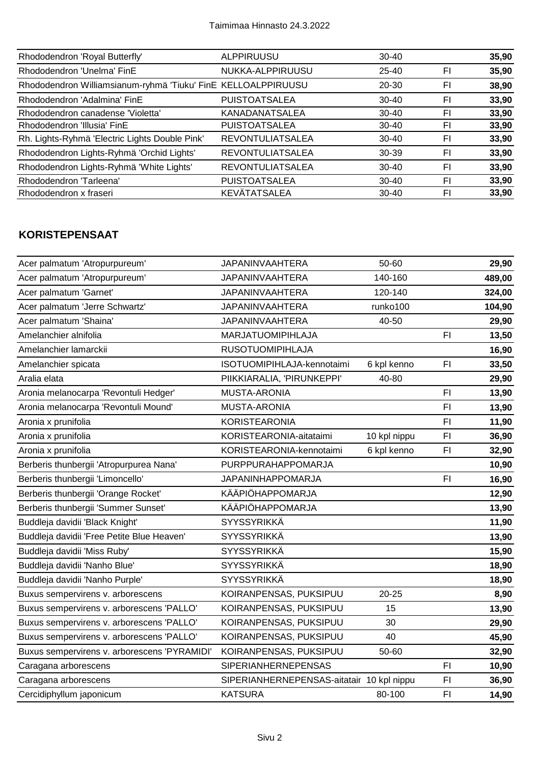| | | | | |
|---|---|---|---|---|
| Rhododendron 'Royal Butterfly' | ALPPIRUUSU | 30-40 | | 35,90 |
| Rhododendron 'Unelma' FinE | NUKKA-ALPPIRUUSU | 25-40 | FI | 35,90 |
| Rhododendron Williamsianum-ryhmä 'Tiuku' FinE | KELLOALPPIRUUSU | 20-30 | FI | 38,90 |
| Rhododendron 'Adalmina' FinE | PUISTOATSALEA | 30-40 | FI | 33,90 |
| Rhododendron canadense 'Violetta' | KANADANATSALEA | 30-40 | FI | 33,90 |
| Rhododendron 'Illusia' FinE | PUISTOATSALEA | 30-40 | FI | 33,90 |
| Rh. Lights-Ryhmä 'Electric Lights Double Pink' | REVONTULIATSALEA | 30-40 | FI | 33,90 |
| Rhododendron Lights-Ryhmä 'Orchid Lights' | REVONTULIATSALEA | 30-39 | FI | 33,90 |
| Rhododendron Lights-Ryhmä 'White Lights' | REVONTULIATSALEA | 30-40 | FI | 33,90 |
| Rhododendron 'Tarleena' | PUISTOATSALEA | 30-40 | FI | 33,90 |
| Rhododendron x fraseri | KEVÄTATSALEA | 30-40 | FI | 33,90 |

## KORISTEPENSAAT

| | | | | |
|---|---|---|---|---|
| Acer palmatum 'Atropurpureum' | JAPANINVAAHTERA | 50-60 | | 29,90 |
| Acer palmatum 'Atropurpureum' | JAPANINVAAHTERA | 140-160 | | 489,00 |
| Acer palmatum 'Garnet' | JAPANINVAAHTERA | 120-140 | | 324,00 |
| Acer palmatum 'Jerre Schwartz' | JAPANINVAAHTERA | runko100 | | 104,90 |
| Acer palmatum 'Shaina' | JAPANINVAAHTERA | 40-50 | | 29,90 |
| Amelanchier alnifolia | MARJATUOMIPIHLAJA | | FI | 13,50 |
| Amelanchier lamarckii | RUSOTUOMIPIHLAJA | | | 16,90 |
| Amelanchier spicata | ISOTUOMIPIHLAJA-kennotaimi | 6 kpl kenno | FI | 33,50 |
| Aralia elata | PIIKKIARALIA, 'PIRUNKEPPI' | 40-80 | | 29,90 |
| Aronia melanocarpa 'Revontuli Hedger' | MUSTA-ARONIA | | FI | 13,90 |
| Aronia melanocarpa 'Revontuli Mound' | MUSTA-ARONIA | | FI | 13,90 |
| Aronia x prunifolia | KORISTEARONIA | | FI | 11,90 |
| Aronia x prunifolia | KORISTEARONIA-aitataimi | 10 kpl nippu | FI | 36,90 |
| Aronia x prunifolia | KORISTEARONIA-kennotaimi | 6 kpl kenno | FI | 32,90 |
| Berberis thunbergii 'Atropurpurea Nana' | PURPPURAHAPPOMARJA | | | 10,90 |
| Berberis thunbergii 'Limoncello' | JAPANINHAPPOMARJA | | FI | 16,90 |
| Berberis thunbergii 'Orange Rocket' | KÄÄPIÖHAPPOMARJA | | | 12,90 |
| Berberis thunbergii 'Summer Sunset' | KÄÄPIÖHAPPOMARJA | | | 13,90 |
| Buddleja davidii 'Black Knight' | SYYSSYRIKKÄ | | | 11,90 |
| Buddleja davidii 'Free Petite Blue Heaven' | SYYSSYRIKKÄ | | | 13,90 |
| Buddleja davidii 'Miss Ruby' | SYYSSYRIKKÄ | | | 15,90 |
| Buddleja davidii 'Nanho Blue' | SYYSSYRIKKÄ | | | 18,90 |
| Buddleja davidii 'Nanho Purple' | SYYSSYRIKKÄ | | | 18,90 |
| Buxus sempervirens v. arborescens | KOIRANPENSAS, PUKSIPUU | 20-25 | | 8,90 |
| Buxus sempervirens v. arborescens 'PALLO' | KOIRANPENSAS, PUKSIPUU | 15 | | 13,90 |
| Buxus sempervirens v. arborescens 'PALLO' | KOIRANPENSAS, PUKSIPUU | 30 | | 29,90 |
| Buxus sempervirens v. arborescens 'PALLO' | KOIRANPENSAS, PUKSIPUU | 40 | | 45,90 |
| Buxus sempervirens v. arborescens 'PYRAMIDI' | KOIRANPENSAS, PUKSIPUU | 50-60 | | 32,90 |
| Caragana arborescens | SIPERIANHERNEPENSAS | | FI | 10,90 |
| Caragana arborescens | SIPERIANHERNEPENSAS-aitatair | 10 kpl nippu | FI | 36,90 |
| Cercidiphyllum japonicum | KATSURA | 80-100 | FI | 14,90 |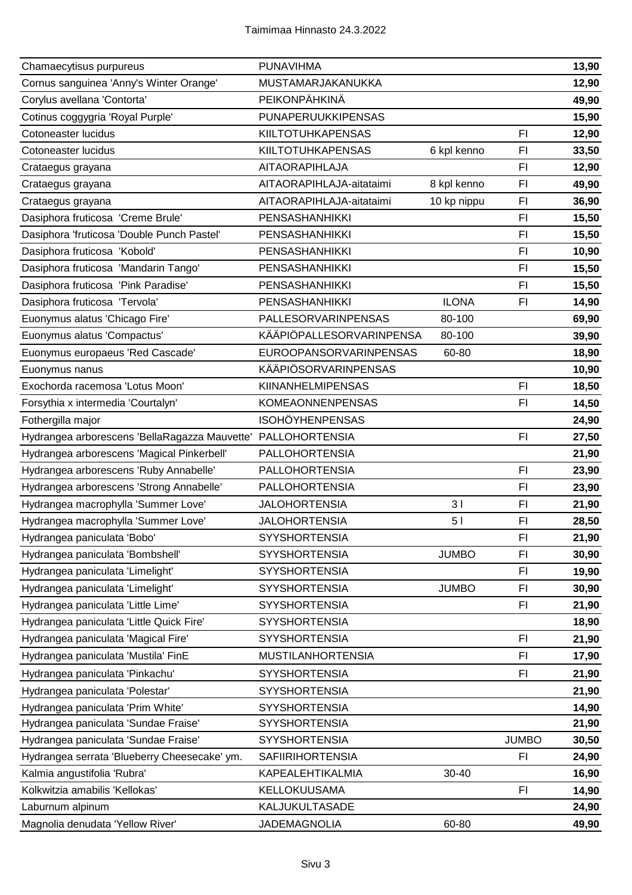| | | | | |
|---|---|---|---|---|
| Chamaecytisus purpureus | PUNAVIHMA | | | 13,90 |
| Cornus sanguinea 'Anny's Winter Orange' | MUSTAMARJAKANUKKA | | | 12,90 |
| Corylus avellana 'Contorta' | PEIKONPÄHKINÄ | | | 49,90 |
| Cotinus coggygria 'Royal Purple' | PUNAPERUUKKIPENSAS | | | 15,90 |
| Cotoneaster lucidus | KIILTOTUHKAPENSAS | | FI | 12,90 |
| Cotoneaster lucidus | KIILTOTUHKAPENSAS | 6 kpl kenno | FI | 33,50 |
| Crataegus grayana | AITAORAPIHLAJA | | FI | 12,90 |
| Crataegus grayana | AITAORAPIHLAJA-aitataimi | 8 kpl kenno | FI | 49,90 |
| Crataegus grayana | AITAORAPIHLAJA-aitataimi | 10 kp nippu | FI | 36,90 |
| Dasiphora fruticosa 'Creme Brule' | PENSASHANHIKKI | | FI | 15,50 |
| Dasiphora 'fruticosa 'Double Punch Pastel' | PENSASHANHIKKI | | FI | 15,50 |
| Dasiphora fruticosa 'Kobold' | PENSASHANHIKKI | | FI | 10,90 |
| Dasiphora fruticosa 'Mandarin Tango' | PENSASHANHIKKI | | FI | 15,50 |
| Dasiphora fruticosa 'Pink Paradise' | PENSASHANHIKKI | | FI | 15,50 |
| Dasiphora fruticosa 'Tervola' | PENSASHANHIKKI | ILONA | FI | 14,90 |
| Euonymus alatus 'Chicago Fire' | PALLESORVARINPENSAS | 80-100 | | 69,90 |
| Euonymus alatus 'Compactus' | KÄÄPIÖPALLESORVARINPENSA | 80-100 | | 39,90 |
| Euonymus europaeus 'Red Cascade' | EUROOPANSORVARINPENSAS | 60-80 | | 18,90 |
| Euonymus nanus | KÄÄPIÖSORVARINPENSAS | | | 10,90 |
| Exochorda racemosa 'Lotus Moon' | KIINANHELMIPENSAS | | FI | 18,50 |
| Forsythia x intermedia 'Courtalyn' | KOMEAONNENPENSAS | | FI | 14,50 |
| Fothergilla major | ISOHÖYHENPENSAS | | | 24,90 |
| Hydrangea arborescens 'BellaRagazza Mauvette' | PALLOHORTENSIA | | FI | 27,50 |
| Hydrangea arborescens 'Magical Pinkerbell' | PALLOHORTENSIA | | | 21,90 |
| Hydrangea arborescens 'Ruby Annabelle' | PALLOHORTENSIA | | FI | 23,90 |
| Hydrangea arborescens 'Strong Annabelle' | PALLOHORTENSIA | | FI | 23,90 |
| Hydrangea macrophylla 'Summer Love' | JALOHORTENSIA | 3 l | FI | 21,90 |
| Hydrangea macrophylla 'Summer Love' | JALOHORTENSIA | 5 l | FI | 28,50 |
| Hydrangea paniculata 'Bobo' | SYYSHORTENSIA | | FI | 21,90 |
| Hydrangea paniculata 'Bombshell' | SYYSHORTENSIA | JUMBO | FI | 30,90 |
| Hydrangea paniculata 'Limelight' | SYYSHORTENSIA | | FI | 19,90 |
| Hydrangea paniculata 'Limelight' | SYYSHORTENSIA | JUMBO | FI | 30,90 |
| Hydrangea paniculata 'Little Lime' | SYYSHORTENSIA | | FI | 21,90 |
| Hydrangea paniculata 'Little Quick Fire' | SYYSHORTENSIA | | | 18,90 |
| Hydrangea paniculata 'Magical Fire' | SYYSHORTENSIA | | FI | 21,90 |
| Hydrangea paniculata 'Mustila' FinE | MUSTILANHORTENSIA | | FI | 17,90 |
| Hydrangea paniculata 'Pinkachu' | SYYSHORTENSIA | | FI | 21,90 |
| Hydrangea paniculata 'Polestar' | SYYSHORTENSIA | | | 21,90 |
| Hydrangea paniculata 'Prim White' | SYYSHORTENSIA | | | 14,90 |
| Hydrangea paniculata 'Sundae Fraise' | SYYSHORTENSIA | | | 21,90 |
| Hydrangea paniculata 'Sundae Fraise' | SYYSHORTENSIA | | JUMBO | 30,50 |
| Hydrangea serrata 'Blueberry Cheesecake' ym. | SAFIIRIHORTENSIA | | FI | 24,90 |
| Kalmia angustifolia 'Rubra' | KAPEALEHTIKALMIA | 30-40 | | 16,90 |
| Kolkwitzia amabilis 'Kellokas' | KELLOKUUSAMA | | FI | 14,90 |
| Laburnum alpinum | KALJUKULTASADE | | | 24,90 |
| Magnolia denudata 'Yellow River' | JADEMAGNOLIA | 60-80 | | 49,90 |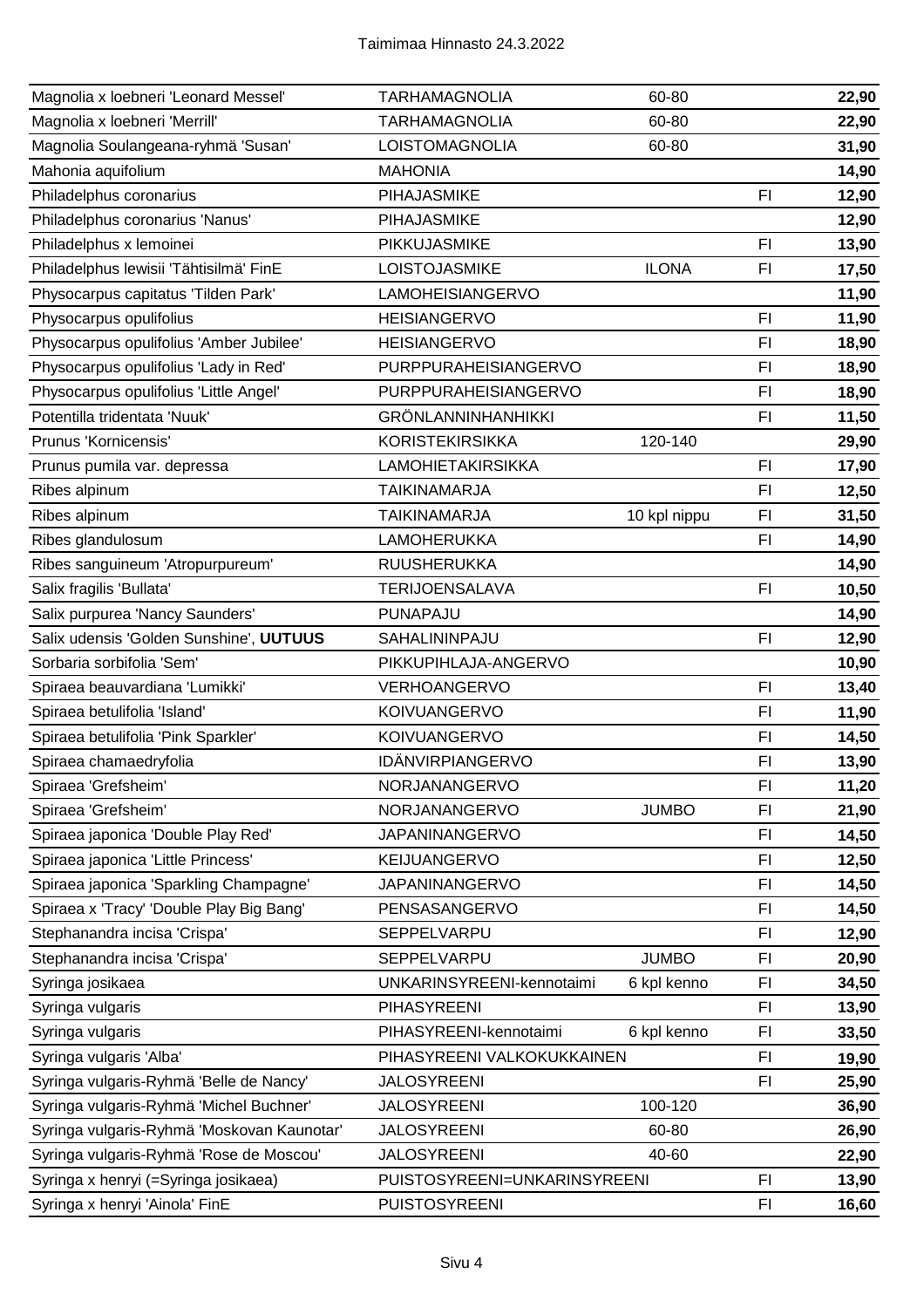| | | | | |
|---|---|---|---|---|
| Magnolia x loebneri 'Leonard Messel' | TARHAMAGNOLIA | 60-80 | | **22,90** |
| Magnolia x loebneri 'Merrill' | TARHAMAGNOLIA | 60-80 | | **22,90** |
| Magnolia Soulangeana-ryhmä 'Susan' | LOISTOMAGNOLIA | 60-80 | | **31,90** |
| Mahonia aquifolium | MAHONIA | | | **14,90** |
| Philadelphus coronarius | PIHAJASMIKE | | FI | **12,90** |
| Philadelphus coronarius 'Nanus' | PIHAJASMIKE | | | **12,90** |
| Philadelphus x lemoinei | PIKKUJASMIKE | | FI | **13,90** |
| Philadelphus lewisii 'Tähtisilmä' FinE | LOISTOJASMIKE | ILONA | FI | **17,50** |
| Physocarpus capitatus 'Tilden Park' | LAMOHEISIANGERVO | | | **11,90** |
| Physocarpus opulifolius | HEISIANGERVO | | FI | **11,90** |
| Physocarpus opulifolius 'Amber Jubilee' | HEISIANGERVO | | FI | **18,90** |
| Physocarpus opulifolius 'Lady in Red' | PURPPURAHEISIANGERVO | | FI | **18,90** |
| Physocarpus opulifolius 'Little Angel' | PURPPURAHEISIANGERVO | | FI | **18,90** |
| Potentilla tridentata 'Nuuk' | GRÖNLANNINHANHIKKI | | FI | **11,50** |
| Prunus 'Kornicensis' | KORISTEKIRSIKKA | 120-140 | | **29,90** |
| Prunus pumila var. depressa | LAMOHIETAKIRSIKKA | | FI | **17,90** |
| Ribes alpinum | TAIKINAMARJA | | FI | **12,50** |
| Ribes alpinum | TAIKINAMARJA | 10 kpl nippu | FI | **31,50** |
| Ribes glandulosum | LAMOHERUKKA | | FI | **14,90** |
| Ribes sanguineum 'Atropurpureum' | RUUSHERUKKA | | | **14,90** |
| Salix fragilis 'Bullata' | TERIJOENSALAVA | | FI | **10,50** |
| Salix purpurea 'Nancy Saunders' | PUNAPAJU | | | **14,90** |
| Salix udensis 'Golden Sunshine', **UUTUUS** | SAHALININPAJU | | FI | **12,90** |
| Sorbaria sorbifolia 'Sem' | PIKKUPIHLAJA-ANGERVO | | | **10,90** |
| Spiraea beauvardiana 'Lumikki' | VERHOANGERVO | | FI | **13,40** |
| Spiraea betulifolia 'Island' | KOIVUANGERVO | | FI | **11,90** |
| Spiraea betulifolia 'Pink Sparkler' | KOIVUANGERVO | | FI | **14,50** |
| Spiraea chamaedryfolia | IDÄNVIRPIANGERVO | | FI | **13,90** |
| Spiraea 'Grefsheim' | NORJANANGERVO | | FI | **11,20** |
| Spiraea 'Grefsheim' | NORJANANGERVO | JUMBO | FI | **21,90** |
| Spiraea japonica 'Double Play Red' | JAPANINANGERVO | | FI | **14,50** |
| Spiraea japonica 'Little Princess' | KEIJUANGERVO | | FI | **12,50** |
| Spiraea japonica 'Sparkling Champagne' | JAPANINANGERVO | | FI | **14,50** |
| Spiraea x 'Tracy' 'Double Play Big Bang' | PENSASANGERVO | | FI | **14,50** |
| Stephanandra incisa 'Crispa' | SEPPELVARPU | | FI | **12,90** |
| Stephanandra incisa 'Crispa' | SEPPELVARPU | JUMBO | FI | **20,90** |
| Syringa josikaea | UNKARINSYREENI-kennotaimi | 6 kpl kenno | FI | **34,50** |
| Syringa vulgaris | PIHASYREENI | | FI | **13,90** |
| Syringa vulgaris | PIHASYREENI-kennotaimi | 6 kpl kenno | FI | **33,50** |
| Syringa vulgaris 'Alba' | PIHASYREENI VALKOKUKKAINEN | | FI | **19,90** |
| Syringa vulgaris-Ryhmä 'Belle de Nancy' | JALOSYREENI | | FI | **25,90** |
| Syringa vulgaris-Ryhmä 'Michel Buchner' | JALOSYREENI | 100-120 | | **36,90** |
| Syringa vulgaris-Ryhmä 'Moskovan Kaunotar' | JALOSYREENI | 60-80 | | **26,90** |
| Syringa vulgaris-Ryhmä 'Rose de Moscou' | JALOSYREENI | 40-60 | | **22,90** |
| Syringa x henryi (=Syringa josikaea) | PUISTOSYREENI=UNKARINSYREENI | | FI | **13,90** |
| Syringa x henryi 'Ainola' FinE | PUISTOSYREENI | | FI | **16,60** |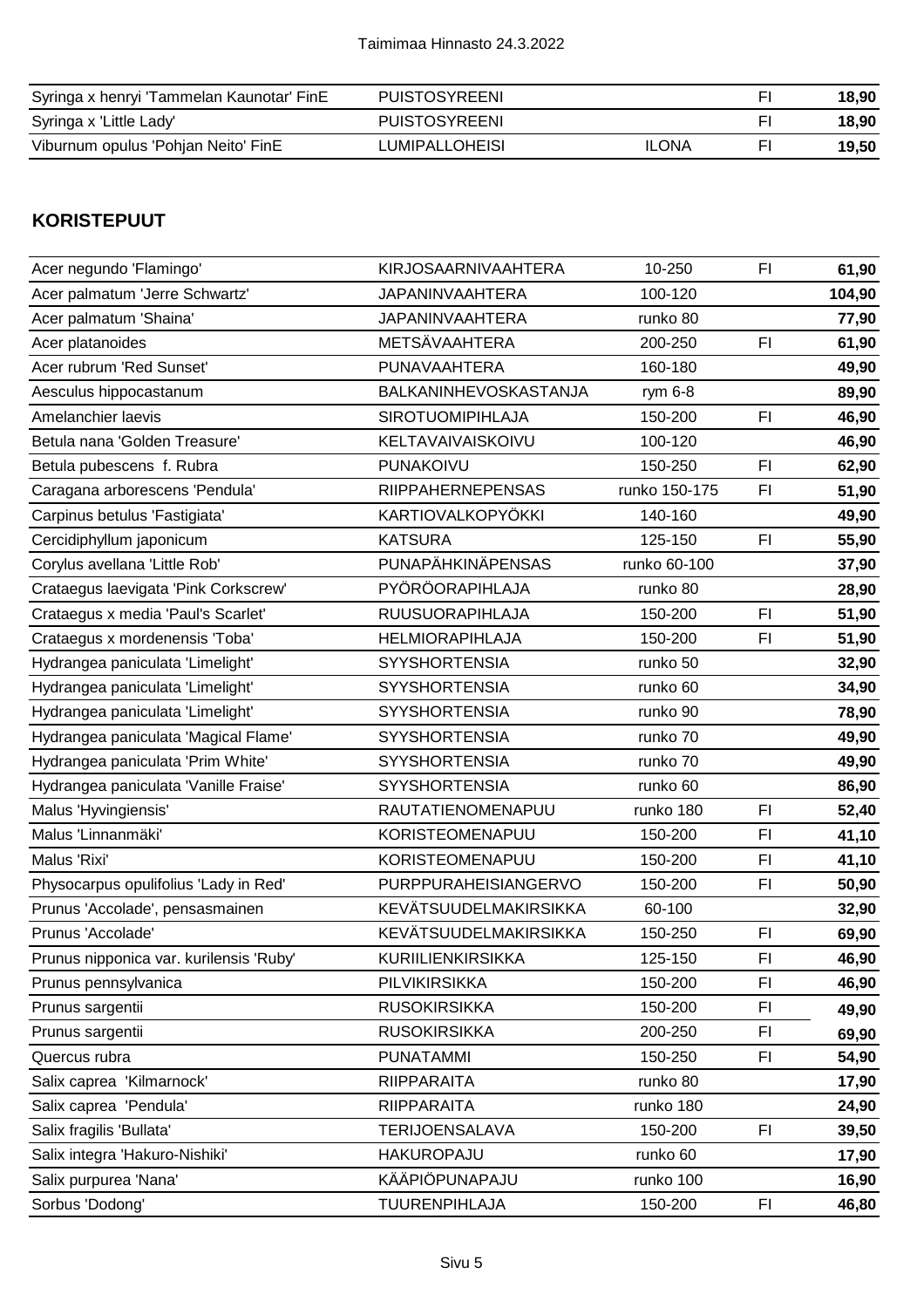| | | | | |
|---|---|---|---|---|
| Syringa x henryi 'Tammelan Kaunotar' FinE | PUISTOSYREENI | | FI | **18,90** |
| Syringa x 'Little Lady' | PUISTOSYREENI | | FI | **18,90** |
| Viburnum opulus 'Pohjan Neito' FinE | LUMIPALLOHEISI | ILONA | FI | **19,50** |

## KORISTEPUUT

| | | | | |
|---|---|---|---|---|
| Acer negundo 'Flamingo' | KIRJOSAARNIVAAHTERA | 10-250 | FI | **61,90** |
| Acer palmatum 'Jerre Schwartz' | JAPANINVAAHTERA | 100-120 | | **104,90** |
| Acer palmatum 'Shaina' | JAPANINVAAHTERA | runko 80 | | **77,90** |
| Acer platanoides | METSÄVAAHTERA | 200-250 | FI | **61,90** |
| Acer rubrum 'Red Sunset' | PUNAVAAHTERA | 160-180 | | **49,90** |
| Aesculus hippocastanum | BALKANINHEVOSKASTANJA | rym 6-8 | | **89,90** |
| Amelanchier laevis | SIROTUOMIPIHLAJA | 150-200 | FI | **46,90** |
| Betula nana 'Golden Treasure' | KELTAVAIVAISKOIVU | 100-120 | | **46,90** |
| Betula pubescens f. Rubra | PUNAKOIVU | 150-250 | FI | **62,90** |
| Caragana arborescens 'Pendula' | RIIPPAHERNEPENSAS | runko 150-175 | FI | **51,90** |
| Carpinus betulus 'Fastigiata' | KARTIOVALKOPYÖKKI | 140-160 | | **49,90** |
| Cercidiphyllum japonicum | KATSURA | 125-150 | FI | **55,90** |
| Corylus avellana 'Little Rob' | PUNAPÄHKINÄPENSAS | runko 60-100 | | **37,90** |
| Crataegus laevigata 'Pink Corkscrew' | PYÖRÖORAPIHLAJA | runko 80 | | **28,90** |
| Crataegus x media 'Paul's Scarlet' | RUUSUORAPIHLAJA | 150-200 | FI | **51,90** |
| Crataegus x mordenensis 'Toba' | HELMIORAPIHLAJA | 150-200 | FI | **51,90** |
| Hydrangea paniculata 'Limelight' | SYYSHORTENSIA | runko 50 | | **32,90** |
| Hydrangea paniculata 'Limelight' | SYYSHORTENSIA | runko 60 | | **34,90** |
| Hydrangea paniculata 'Limelight' | SYYSHORTENSIA | runko 90 | | **78,90** |
| Hydrangea paniculata 'Magical Flame' | SYYSHORTENSIA | runko 70 | | **49,90** |
| Hydrangea paniculata 'Prim White' | SYYSHORTENSIA | runko 70 | | **49,90** |
| Hydrangea paniculata 'Vanille Fraise' | SYYSHORTENSIA | runko 60 | | **86,90** |
| Malus 'Hyvingiensis' | RAUTATIENOMENAPUU | runko 180 | FI | **52,40** |
| Malus 'Linnanmäki' | KORISTEOMENAPUU | 150-200 | FI | **41,10** |
| Malus 'Rixi' | KORISTEOMENAPUU | 150-200 | FI | **41,10** |
| Physocarpus opulifolius 'Lady in Red' | PURPPURAHEISIANGERVO | 150-200 | FI | **50,90** |
| Prunus 'Accolade', pensasmainen | KEVÄTSUUDELMAKIRSIKKA | 60-100 | | **32,90** |
| Prunus 'Accolade' | KEVÄTSUUDELMAKIRSIKKA | 150-250 | FI | **69,90** |
| Prunus nipponica var. kurilensis 'Ruby' | KURIILIENKIRSIKKA | 125-150 | FI | **46,90** |
| Prunus pennsylvanica | PILVIKIRSIKKA | 150-200 | FI | **46,90** |
| Prunus sargentii | RUSOKIRSIKKA | 150-200 | FI | **49,90** |
| Prunus sargentii | RUSOKIRSIKKA | 200-250 | FI | **69,90** |
| Quercus rubra | PUNATAMMI | 150-250 | FI | **54,90** |
| Salix caprea 'Kilmarnock' | RIIPPARAITA | runko 80 | | **17,90** |
| Salix caprea 'Pendula' | RIIPPARAITA | runko 180 | | **24,90** |
| Salix fragilis 'Bullata' | TERIJOENSALAVA | 150-200 | FI | **39,50** |
| Salix integra 'Hakuro-Nishiki' | HAKUROPAJU | runko 60 | | **17,90** |
| Salix purpurea 'Nana' | KÄÄPIÖPUNAPAJU | runko 100 | | **16,90** |
| Sorbus 'Dodong' | TUURENPIHLAJA | 150-200 | FI | **46,80** |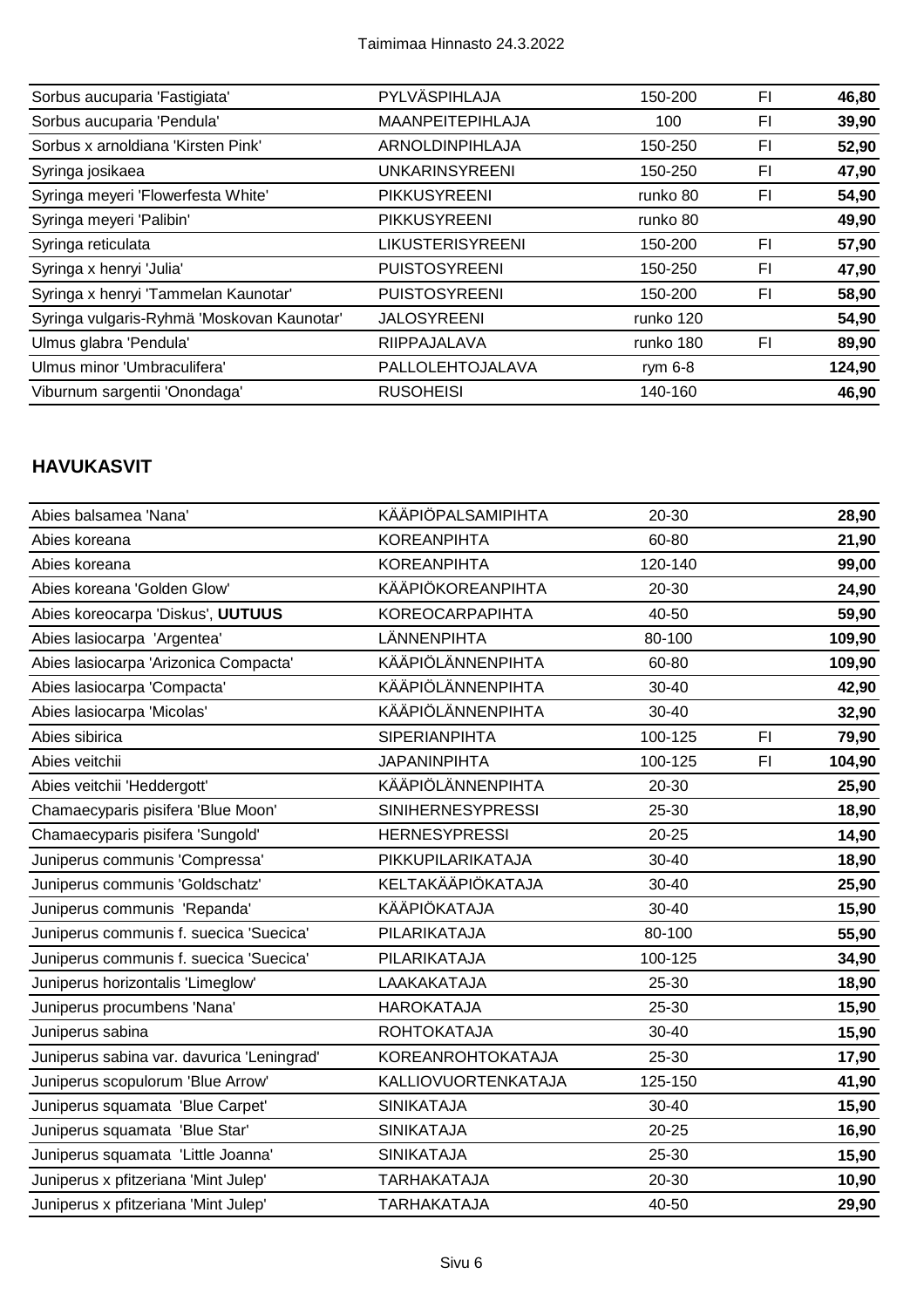| | | | | |
|---|---|---|---|---|
| Sorbus aucuparia 'Fastigiata' | PYLVÄSPIHLAJA | 150-200 | FI | **46,80** |
| Sorbus aucuparia 'Pendula' | MAANPEITEPIHLAJA | 100 | FI | **39,90** |
| Sorbus x arnoldiana 'Kirsten Pink' | ARNOLDINPIHLAJA | 150-250 | FI | **52,90** |
| Syringa josikaea | UNKARINSYREENI | 150-250 | FI | **47,90** |
| Syringa meyeri 'Flowerfesta White' | PIKKUSYREENI | runko 80 | FI | **54,90** |
| Syringa meyeri 'Palibin' | PIKKUSYREENI | runko 80 | | **49,90** |
| Syringa reticulata | LIKUSTERISYREENI | 150-200 | FI | **57,90** |
| Syringa x henryi 'Julia' | PUISTOSYREENI | 150-250 | FI | **47,90** |
| Syringa x henryi 'Tammelan Kaunotar' | PUISTOSYREENI | 150-200 | FI | **58,90** |
| Syringa vulgaris-Ryhmä 'Moskovan Kaunotar' | JALOSYREENI | runko 120 | | **54,90** |
| Ulmus glabra 'Pendula' | RIIPPAJALAVA | runko 180 | FI | **89,90** |
| Ulmus minor 'Umbraculifera' | PALLOLEHTOJALAVA | rym 6-8 | | **124,90** |
| Viburnum sargentii 'Onondaga' | RUSOHEISI | 140-160 | | **46,90** |

## HAVUKASVIT

| | | | | |
|---|---|---|---|---|
| Abies balsamea 'Nana' | KÄÄPIÖPALSAMIPIHTA | 20-30 | | **28,90** |
| Abies koreana | KOREANPIHTA | 60-80 | | **21,90** |
| Abies koreana | KOREANPIHTA | 120-140 | | **99,00** |
| Abies koreana 'Golden Glow' | KÄÄPIÖKOREANPIHTA | 20-30 | | **24,90** |
| Abies koreocarpa 'Diskus', **UUTUUS** | KOREOCARPAPIHTA | 40-50 | | **59,90** |
| Abies lasiocarpa 'Argentea' | LÄNNENPIHTA | 80-100 | | **109,90** |
| Abies lasiocarpa 'Arizonica Compacta' | KÄÄPIÖLÄNNENPIHTA | 60-80 | | **109,90** |
| Abies lasiocarpa 'Compacta' | KÄÄPIÖLÄNNENPIHTA | 30-40 | | **42,90** |
| Abies lasiocarpa 'Micolas' | KÄÄPIÖLÄNNENPIHTA | 30-40 | | **32,90** |
| Abies sibirica | SIPERIANPIHTA | 100-125 | FI | **79,90** |
| Abies veitchii | JAPANINPIHTA | 100-125 | FI | **104,90** |
| Abies veitchii 'Heddergott' | KÄÄPIÖLÄNNENPIHTA | 20-30 | | **25,90** |
| Chamaecyparis pisifera 'Blue Moon' | SINIHERNESYPRESSI | 25-30 | | **18,90** |
| Chamaecyparis pisifera 'Sungold' | HERNESYPRESSI | 20-25 | | **14,90** |
| Juniperus communis 'Compressa' | PIKKUPILARIKATAJA | 30-40 | | **18,90** |
| Juniperus communis 'Goldschatz' | KELTAKÄÄPIÖKATAJA | 30-40 | | **25,90** |
| Juniperus communis 'Repanda' | KÄÄPIÖKATAJA | 30-40 | | **15,90** |
| Juniperus communis f. suecica 'Suecica' | PILARIKATAJA | 80-100 | | **55,90** |
| Juniperus communis f. suecica 'Suecica' | PILARIKATAJA | 100-125 | | **34,90** |
| Juniperus horizontalis 'Limeglow' | LAAKAKATAJA | 25-30 | | **18,90** |
| Juniperus procumbens 'Nana' | HAROKATAJA | 25-30 | | **15,90** |
| Juniperus sabina | ROHTOKATAJA | 30-40 | | **15,90** |
| Juniperus sabina var. davurica 'Leningrad' | KOREANROHTOKATAJA | 25-30 | | **17,90** |
| Juniperus scopulorum 'Blue Arrow' | KALLIOVUORTENKATAJA | 125-150 | | **41,90** |
| Juniperus squamata 'Blue Carpet' | SINIKATAJA | 30-40 | | **15,90** |
| Juniperus squamata 'Blue Star' | SINIKATAJA | 20-25 | | **16,90** |
| Juniperus squamata 'Little Joanna' | SINIKATAJA | 25-30 | | **15,90** |
| Juniperus x pfitzeriana 'Mint Julep' | TARHAKATAJA | 20-30 | | **10,90** |
| Juniperus x pfitzeriana 'Mint Julep' | TARHAKATAJA | 40-50 | | **29,90** |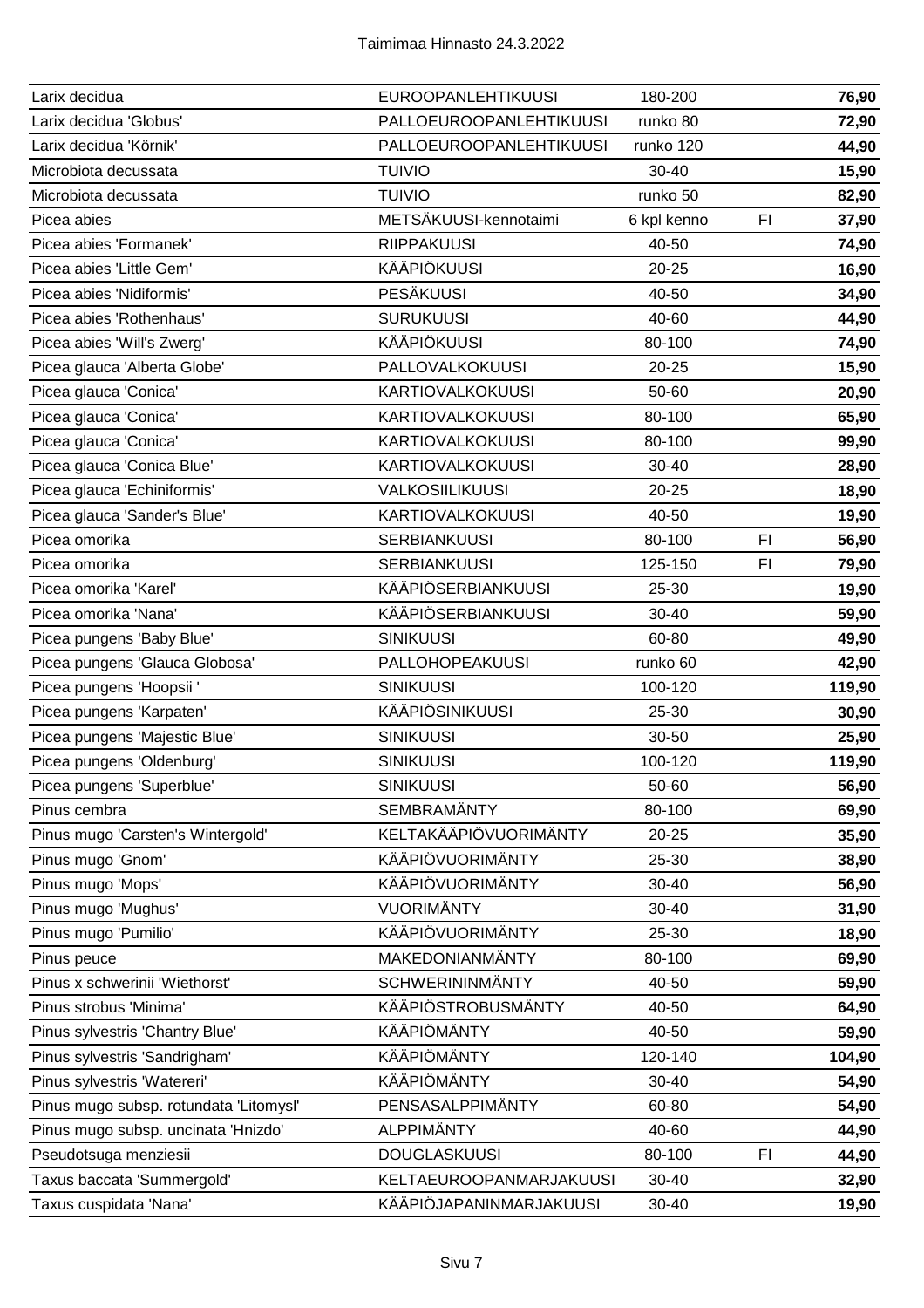| | | | | |
|---|---|---|---|---|
| Larix decidua | EUROOPANLEHTIKUUSI | 180-200 | | **76,90** |
| Larix decidua 'Globus' | PALLOEUROOPANLEHTIKUUSI | runko 80 | | **72,90** |
| Larix decidua 'Körnik' | PALLOEUROOPANLEHTIKUUSI | runko 120 | | **44,90** |
| Microbiota decussata | TUIVIO | 30-40 | | **15,90** |
| Microbiota decussata | TUIVIO | runko 50 | | **82,90** |
| Picea abies | METSÄKUUSI-kennotaimi | 6 kpl kenno | FI | **37,90** |
| Picea abies 'Formanek' | RIIPPAKUUSI | 40-50 | | **74,90** |
| Picea abies 'Little Gem' | KÄÄPIÖKUUSI | 20-25 | | **16,90** |
| Picea abies 'Nidiformis' | PESÄKUUSI | 40-50 | | **34,90** |
| Picea abies 'Rothenhaus' | SURUKUUSI | 40-60 | | **44,90** |
| Picea abies 'Will's Zwerg' | KÄÄPIÖKUUSI | 80-100 | | **74,90** |
| Picea glauca 'Alberta Globe' | PALLOVALKOKUUSI | 20-25 | | **15,90** |
| Picea glauca 'Conica' | KARTIOVALKOKUUSI | 50-60 | | **20,90** |
| Picea glauca 'Conica' | KARTIOVALKOKUUSI | 80-100 | | **65,90** |
| Picea glauca 'Conica' | KARTIOVALKOKUUSI | 80-100 | | **99,90** |
| Picea glauca 'Conica Blue' | KARTIOVALKOKUUSI | 30-40 | | **28,90** |
| Picea glauca 'Echiniformis' | VALKOSIILIKUUSI | 20-25 | | **18,90** |
| Picea glauca 'Sander's Blue' | KARTIOVALKOKUUSI | 40-50 | | **19,90** |
| Picea omorika | SERBIANKUUSI | 80-100 | FI | **56,90** |
| Picea omorika | SERBIANKUUSI | 125-150 | FI | **79,90** |
| Picea omorika 'Karel' | KÄÄPIÖSERBIANKUUSI | 25-30 | | **19,90** |
| Picea omorika 'Nana' | KÄÄPIÖSERBIANKUUSI | 30-40 | | **59,90** |
| Picea pungens 'Baby Blue' | SINIKUUSI | 60-80 | | **49,90** |
| Picea pungens 'Glauca Globosa' | PALLOHOPEAKUUSI | runko 60 | | **42,90** |
| Picea pungens 'Hoopsii ' | SINIKUUSI | 100-120 | | **119,90** |
| Picea pungens 'Karpaten' | KÄÄPIÖSINIKUUSI | 25-30 | | **30,90** |
| Picea pungens 'Majestic Blue' | SINIKUUSI | 30-50 | | **25,90** |
| Picea pungens 'Oldenburg' | SINIKUUSI | 100-120 | | **119,90** |
| Picea pungens 'Superblue' | SINIKUUSI | 50-60 | | **56,90** |
| Pinus cembra | SEMBRAMÄNTY | 80-100 | | **69,90** |
| Pinus mugo 'Carsten's Wintergold' | KELTAKÄÄPIÖVUORIMÄNTY | 20-25 | | **35,90** |
| Pinus mugo 'Gnom' | KÄÄPIÖVUORIMÄNTY | 25-30 | | **38,90** |
| Pinus mugo 'Mops' | KÄÄPIÖVUORIMÄNTY | 30-40 | | **56,90** |
| Pinus mugo 'Mughus' | VUORIMÄNTY | 30-40 | | **31,90** |
| Pinus mugo 'Pumilio' | KÄÄPIÖVUORIMÄNTY | 25-30 | | **18,90** |
| Pinus peuce | MAKEDONIANMÄNTY | 80-100 | | **69,90** |
| Pinus x schwerinii 'Wiethorst' | SCHWERININMÄNTY | 40-50 | | **59,90** |
| Pinus strobus 'Minima' | KÄÄPIÖSTROBUSMÄNTY | 40-50 | | **64,90** |
| Pinus sylvestris 'Chantry Blue' | KÄÄPIÖMÄNTY | 40-50 | | **59,90** |
| Pinus sylvestris 'Sandrigham' | KÄÄPIÖMÄNTY | 120-140 | | **104,90** |
| Pinus sylvestris 'Watereri' | KÄÄPIÖMÄNTY | 30-40 | | **54,90** |
| Pinus mugo subsp. rotundata 'Litomysl' | PENSASALPPIMÄNTY | 60-80 | | **54,90** |
| Pinus mugo subsp. uncinata 'Hnizdo' | ALPPIMÄNTY | 40-60 | | **44,90** |
| Pseudotsuga menziesii | DOUGLASKUUSI | 80-100 | FI | **44,90** |
| Taxus baccata 'Summergold' | KELTAEUROOPANMARJAKUUSI | 30-40 | | **32,90** |
| Taxus cuspidata 'Nana' | KÄÄPIÖJAPANINMARJAKUUSI | 30-40 | | **19,90** |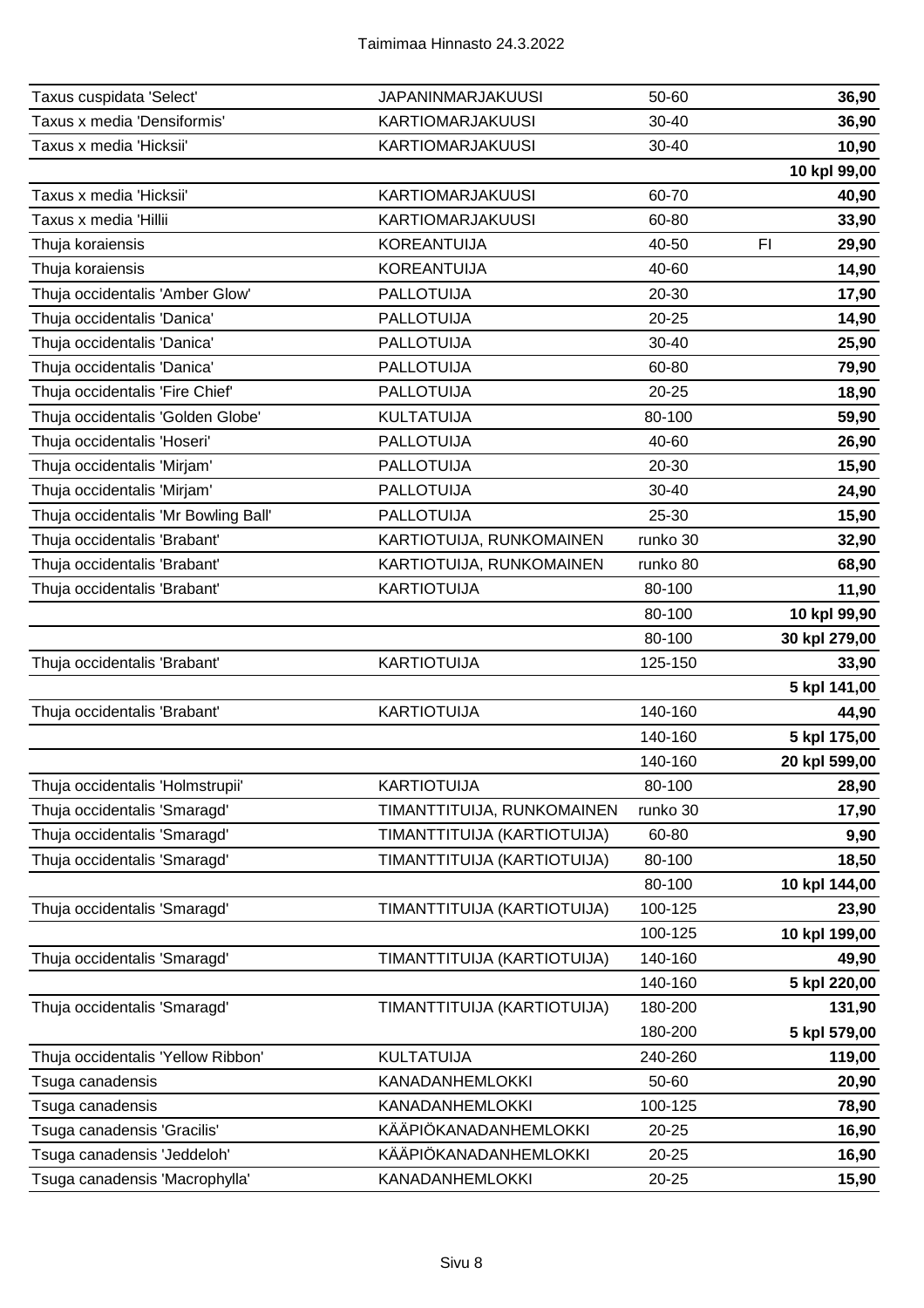| | | | | |
|---|---|---|---|---|
| Taxus cuspidata 'Select' | JAPANINMARJAKUUSI | 50-60 | | **36,90** |
| Taxus x media 'Densiformis' | KARTIOMARJAKUUSI | 30-40 | | **36,90** |
| Taxus x media 'Hicksii' | KARTIOMARJAKUUSI | 30-40 | | **10,90** |
| | | | | **10 kpl 99,00** |
| Taxus x media 'Hicksii' | KARTIOMARJAKUUSI | 60-70 | | **40,90** |
| Taxus x media 'Hillii | KARTIOMARJAKUUSI | 60-80 | | **33,90** |
| Thuja koraiensis | KOREANTUIJA | 40-50 | FI | **29,90** |
| Thuja koraiensis | KOREANTUIJA | 40-60 | | **14,90** |
| Thuja occidentalis 'Amber Glow' | PALLOTUIJA | 20-30 | | **17,90** |
| Thuja occidentalis 'Danica' | PALLOTUIJA | 20-25 | | **14,90** |
| Thuja occidentalis 'Danica' | PALLOTUIJA | 30-40 | | **25,90** |
| Thuja occidentalis 'Danica' | PALLOTUIJA | 60-80 | | **79,90** |
| Thuja occidentalis 'Fire Chief' | PALLOTUIJA | 20-25 | | **18,90** |
| Thuja occidentalis 'Golden Globe' | KULTATUIJA | 80-100 | | **59,90** |
| Thuja occidentalis 'Hoseri' | PALLOTUIJA | 40-60 | | **26,90** |
| Thuja occidentalis 'Mirjam' | PALLOTUIJA | 20-30 | | **15,90** |
| Thuja occidentalis 'Mirjam' | PALLOTUIJA | 30-40 | | **24,90** |
| Thuja occidentalis 'Mr Bowling Ball' | PALLOTUIJA | 25-30 | | **15,90** |
| Thuja occidentalis 'Brabant' | KARTIOTUIJA, RUNKOMAINEN | runko 30 | | **32,90** |
| Thuja occidentalis 'Brabant' | KARTIOTUIJA, RUNKOMAINEN | runko 80 | | **68,90** |
| Thuja occidentalis 'Brabant' | KARTIOTUIJA | 80-100 | | **11,90** |
| | | 80-100 | | **10 kpl 99,90** |
| | | 80-100 | | **30 kpl 279,00** |
| Thuja occidentalis 'Brabant' | KARTIOTUIJA | 125-150 | | **33,90** |
| | | | | **5 kpl 141,00** |
| Thuja occidentalis 'Brabant' | KARTIOTUIJA | 140-160 | | **44,90** |
| | | 140-160 | | **5 kpl 175,00** |
| | | 140-160 | | **20 kpl 599,00** |
| Thuja occidentalis 'Holmstrupii' | KARTIOTUIJA | 80-100 | | **28,90** |
| Thuja occidentalis 'Smaragd' | TIMANTTITUIJA, RUNKOMAINEN | runko 30 | | **17,90** |
| Thuja occidentalis 'Smaragd' | TIMANTTITUIJA (KARTIOTUIJA) | 60-80 | | **9,90** |
| Thuja occidentalis 'Smaragd' | TIMANTTITUIJA (KARTIOTUIJA) | 80-100 | | **18,50** |
| | | 80-100 | | **10 kpl 144,00** |
| Thuja occidentalis 'Smaragd' | TIMANTTITUIJA (KARTIOTUIJA) | 100-125 | | **23,90** |
| | | 100-125 | | **10 kpl 199,00** |
| Thuja occidentalis 'Smaragd' | TIMANTTITUIJA (KARTIOTUIJA) | 140-160 | | **49,90** |
| | | 140-160 | | **5 kpl 220,00** |
| Thuja occidentalis 'Smaragd' | TIMANTTITUIJA (KARTIOTUIJA) | 180-200 | | **131,90** |
| | | 180-200 | | **5 kpl 579,00** |
| Thuja occidentalis 'Yellow Ribbon' | KULTATUIJA | 240-260 | | **119,00** |
| Tsuga canadensis | KANADANHEMLOKKI | 50-60 | | **20,90** |
| Tsuga canadensis | KANADANHEMLOKKI | 100-125 | | **78,90** |
| Tsuga canadensis 'Gracilis' | KÄÄPIÖKANADANHEMLOKKI | 20-25 | | **16,90** |
| Tsuga canadensis 'Jeddeloh' | KÄÄPIÖKANADANHEMLOKKI | 20-25 | | **16,90** |
| Tsuga canadensis 'Macrophylla' | KANADANHEMLOKKI | 20-25 | | **15,90** |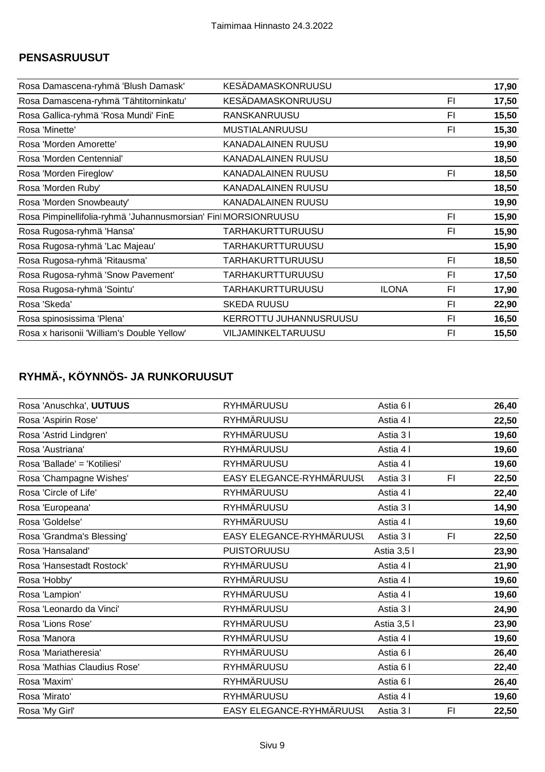## PENSASRUUSUT

| | | | | |
|---|---|---|---|---|
| Rosa Damascena-ryhmä 'Blush Damask' | KESÄDAMASKONRUUSU | | | **17,90** |
| Rosa Damascena-ryhmä 'Tähtitorninkatu' | KESÄDAMASKONRUUSU | | FI | **17,50** |
| Rosa Gallica-ryhmä 'Rosa Mundi' FinE | RANSKANRUUSU | | FI | **15,50** |
| Rosa 'Minette' | MUSTIALANRUUSU | | FI | **15,30** |
| Rosa 'Morden Amorette' | KANADALAINEN RUUSU | | | **19,90** |
| Rosa 'Morden Centennial' | KANADALAINEN RUUSU | | | **18,50** |
| Rosa 'Morden Fireglow' | KANADALAINEN RUUSU | | FI | **18,50** |
| Rosa 'Morden Ruby' | KANADALAINEN RUUSU | | | **18,50** |
| Rosa 'Morden Snowbeauty' | KANADALAINEN RUUSU | | | **19,90** |
| Rosa Pimpinellifolia-ryhmä 'Juhannusmorsian' Fin | MORSIONRUUSU | | FI | **15,90** |
| Rosa Rugosa-ryhmä 'Hansa' | TARHAKURTTURUUSU | | FI | **15,90** |
| Rosa Rugosa-ryhmä 'Lac Majeau' | TARHAKURTTURUUSU | | | **15,90** |
| Rosa Rugosa-ryhmä 'Ritausma' | TARHAKURTTURUUSU | | FI | **18,50** |
| Rosa Rugosa-ryhmä 'Snow Pavement' | TARHAKURTTURUUSU | | FI | **17,50** |
| Rosa Rugosa-ryhmä 'Sointu' | TARHAKURTTURUUSU | ILONA | FI | **17,90** |
| Rosa 'Skeda' | SKEDA RUUSU | | FI | **22,90** |
| Rosa spinosissima 'Plena' | KERROTTU JUHANNUSRUUSU | | FI | **16,50** |
| Rosa x harisonii 'William's Double Yellow' | VILJAMINKELTARUUSU | | FI | **15,50** |

## RYHMÄ-, KÖYNNÖS- JA RUNKORUUSUT

| | | | | |
|---|---|---|---|---|
| Rosa 'Anuschka', **UUTUUS** | RYHMÄRUUSU | Astia 6 l | | **26,40** |
| Rosa 'Aspirin Rose' | RYHMÄRUUSU | Astia 4 l | | **22,50** |
| Rosa 'Astrid Lindgren' | RYHMÄRUUSU | Astia 3 l | | **19,60** |
| Rosa 'Austriana' | RYHMÄRUUSU | Astia 4 l | | **19,60** |
| Rosa 'Ballade' = 'Kotiliesi' | RYHMÄRUUSU | Astia 4 l | | **19,60** |
| Rosa 'Champagne Wishes' | EASY ELEGANCE-RYHMÄRUUSU | Astia 3 l | FI | **22,50** |
| Rosa 'Circle of Life' | RYHMÄRUUSU | Astia 4 l | | **22,40** |
| Rosa 'Europeana' | RYHMÄRUUSU | Astia 3 l | | **14,90** |
| Rosa 'Goldelse' | RYHMÄRUUSU | Astia 4 l | | **19,60** |
| Rosa 'Grandma's Blessing' | EASY ELEGANCE-RYHMÄRUUSU | Astia 3 l | FI | **22,50** |
| Rosa 'Hansaland' | PUISTORUUSU | Astia 3,5 l | | **23,90** |
| Rosa 'Hansestadt Rostock' | RYHMÄRUUSU | Astia 4 l | | **21,90** |
| Rosa 'Hobby' | RYHMÄRUUSU | Astia 4 l | | **19,60** |
| Rosa 'Lampion' | RYHMÄRUUSU | Astia 4 l | | **19,60** |
| Rosa 'Leonardo da Vinci' | RYHMÄRUUSU | Astia 3 l | | **24,90** |
| Rosa 'Lions Rose' | RYHMÄRUUSU | Astia 3,5 l | | **23,90** |
| Rosa 'Manora | RYHMÄRUUSU | Astia 4 l | | **19,60** |
| Rosa 'Mariatheresia' | RYHMÄRUUSU | Astia 6 l | | **26,40** |
| Rosa 'Mathias Claudius Rose' | RYHMÄRUUSU | Astia 6 l | | **22,40** |
| Rosa 'Maxim' | RYHMÄRUUSU | Astia 6 l | | **26,40** |
| Rosa 'Mirato' | RYHMÄRUUSU | Astia 4 l | | **19,60** |
| Rosa 'My Girl' | EASY ELEGANCE-RYHMÄRUUSU | Astia 3 l | FI | **22,50** |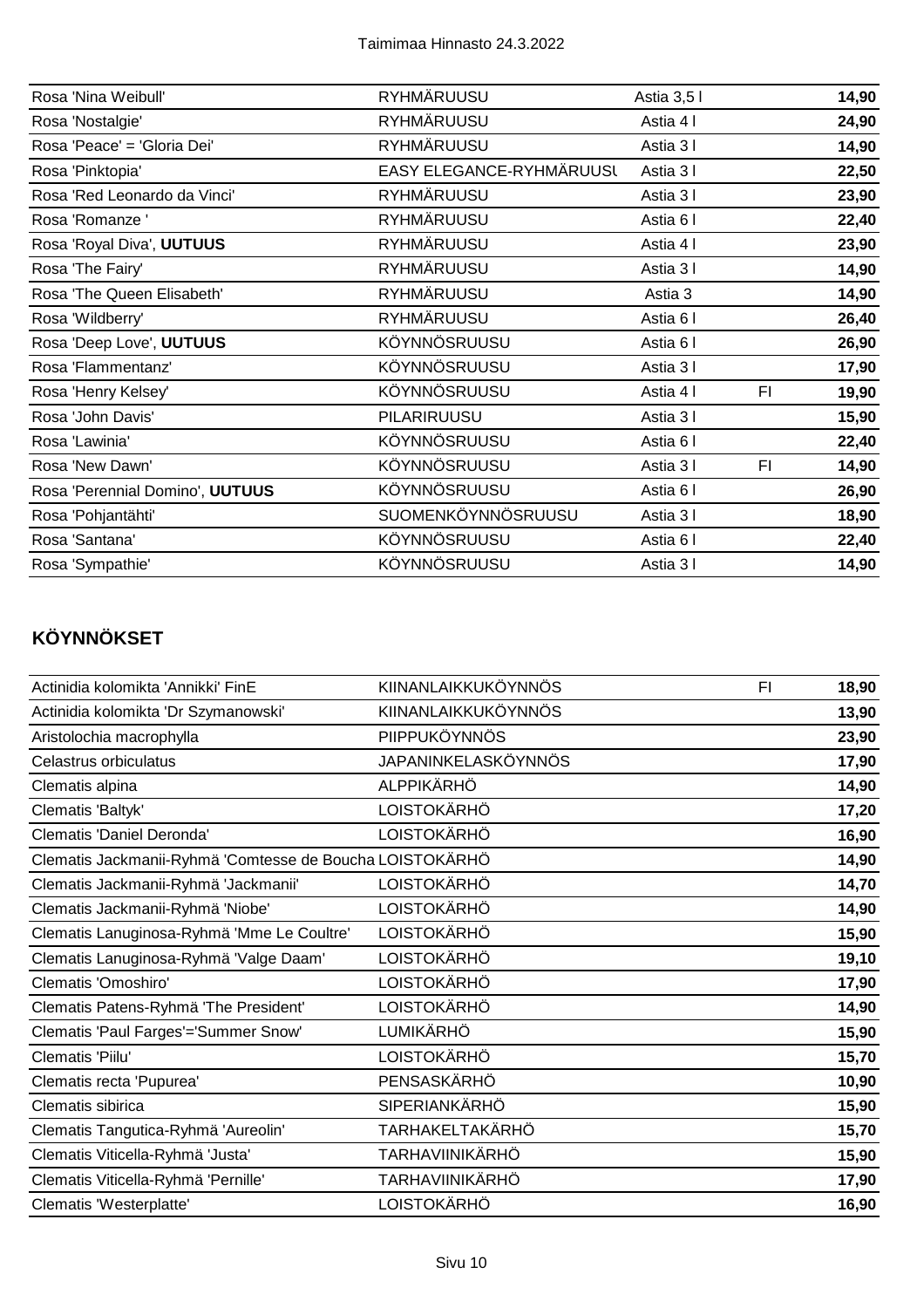| | | | | |
|---|---|---|---|---|
| Rosa 'Nina Weibull' | RYHMÄRUUSU | Astia 3,5 l | | **14,90** |
| Rosa 'Nostalgie' | RYHMÄRUUSU | Astia 4 l | | **24,90** |
| Rosa 'Peace' = 'Gloria Dei' | RYHMÄRUUSU | Astia 3 l | | **14,90** |
| Rosa 'Pinktopia' | EASY ELEGANCE-RYHMÄRUUSU | Astia 3 l | | **22,50** |
| Rosa 'Red Leonardo da Vinci' | RYHMÄRUUSU | Astia 3 l | | **23,90** |
| Rosa 'Romanze ' | RYHMÄRUUSU | Astia 6 l | | **22,40** |
| Rosa 'Royal Diva', **UUTUUS** | RYHMÄRUUSU | Astia 4 l | | **23,90** |
| Rosa 'The Fairy' | RYHMÄRUUSU | Astia 3 l | | **14,90** |
| Rosa 'The Queen Elisabeth' | RYHMÄRUUSU | Astia 3 | | **14,90** |
| Rosa 'Wildberry' | RYHMÄRUUSU | Astia 6 l | | **26,40** |
| Rosa 'Deep Love', **UUTUUS** | KÖYNNÖSRUUSU | Astia 6 l | | **26,90** |
| Rosa 'Flammentanz' | KÖYNNÖSRUUSU | Astia 3 l | | **17,90** |
| Rosa 'Henry Kelsey' | KÖYNNÖSRUUSU | Astia 4 l | FI | **19,90** |
| Rosa 'John Davis' | PILARIRUUSU | Astia 3 l | | **15,90** |
| Rosa 'Lawinia' | KÖYNNÖSRUUSU | Astia 6 l | | **22,40** |
| Rosa 'New Dawn' | KÖYNNÖSRUUSU | Astia 3 l | FI | **14,90** |
| Rosa 'Perennial Domino', **UUTUUS** | KÖYNNÖSRUUSU | Astia 6 l | | **26,90** |
| Rosa 'Pohjantähti' | SUOMENKÖYNNÖSRUUSU | Astia 3 l | | **18,90** |
| Rosa 'Santana' | KÖYNNÖSRUUSU | Astia 6 l | | **22,40** |
| Rosa 'Sympathie' | KÖYNNÖSRUUSU | Astia 3 l | | **14,90** |

## KÖYNNÖKSET

| | | | | |
|---|---|---|---|---|
| Actinidia kolomikta 'Annikki' FinE | KIINANLAIKKUKÖYNNÖS | | FI | **18,90** |
| Actinidia kolomikta 'Dr Szymanowski' | KIINANLAIKKUKÖYNNÖS | | | **13,90** |
| Aristolochia macrophylla | PIIPPUKÖYNNÖS | | | **23,90** |
| Celastrus orbiculatus | JAPANINKELASKÖYNNÖS | | | **17,90** |
| Clematis alpina | ALPPIKÄRHÖ | | | **14,90** |
| Clematis 'Baltyk' | LOISTOKÄRHÖ | | | **17,20** |
| Clematis 'Daniel Deronda' | LOISTOKÄRHÖ | | | **16,90** |
| Clematis Jackmanii-Ryhmä 'Comtesse de Boucha | LOISTOKÄRHÖ | | | **14,90** |
| Clematis Jackmanii-Ryhmä 'Jackmanii' | LOISTOKÄRHÖ | | | **14,70** |
| Clematis Jackmanii-Ryhmä 'Niobe' | LOISTOKÄRHÖ | | | **14,90** |
| Clematis Lanuginosa-Ryhmä 'Mme Le Coultre' | LOISTOKÄRHÖ | | | **15,90** |
| Clematis Lanuginosa-Ryhmä 'Valge Daam' | LOISTOKÄRHÖ | | | **19,10** |
| Clematis 'Omoshiro' | LOISTOKÄRHÖ | | | **17,90** |
| Clematis Patens-Ryhmä 'The President' | LOISTOKÄRHÖ | | | **14,90** |
| Clematis 'Paul Farges'='Summer Snow' | LUMIKÄRHÖ | | | **15,90** |
| Clematis 'Piilu' | LOISTOKÄRHÖ | | | **15,70** |
| Clematis recta 'Pupurea' | PENSASKÄRHÖ | | | **10,90** |
| Clematis sibirica | SIPERIANKÄRHÖ | | | **15,90** |
| Clematis Tangutica-Ryhmä 'Aureolin' | TARHAKELTAKÄRHÖ | | | **15,70** |
| Clematis Viticella-Ryhmä 'Justa' | TARHAVIINIKÄRHÖ | | | **15,90** |
| Clematis Viticella-Ryhmä 'Pernille' | TARHAVIINIKÄRHÖ | | | **17,90** |
| Clematis 'Westerplatte' | LOISTOKÄRHÖ | | | **16,90** |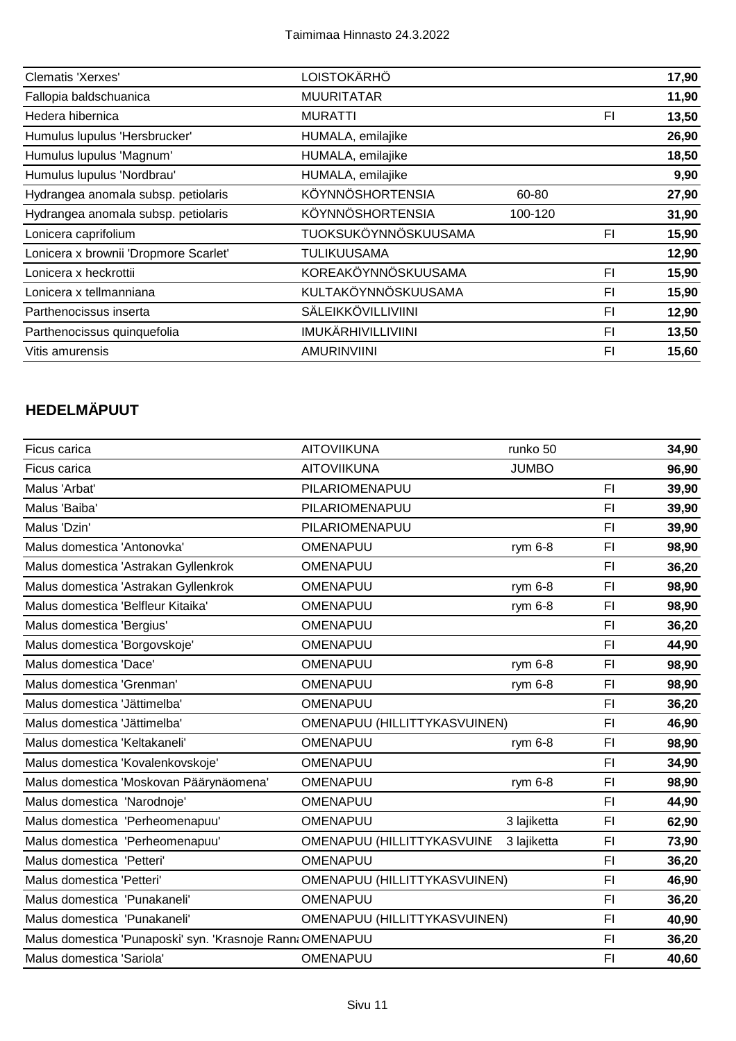| | | | | |
|---|---|---|---|---|
| Clematis 'Xerxes' | LOISTOKÄRHÖ | | | **17,90** |
| Fallopia baldschuanica | MUURITATAR | | | **11,90** |
| Hedera hibernica | MURATTI | | FI | **13,50** |
| Humulus lupulus 'Hersbrucker' | HUMALA, emilajike | | | **26,90** |
| Humulus lupulus 'Magnum' | HUMALA, emilajike | | | **18,50** |
| Humulus lupulus 'Nordbrau' | HUMALA, emilajike | | | **9,90** |
| Hydrangea anomala subsp. petiolaris | KÖYNNÖSHORTENSIA | 60-80 | | **27,90** |
| Hydrangea anomala subsp. petiolaris | KÖYNNÖSHORTENSIA | 100-120 | | **31,90** |
| Lonicera caprifolium | TUOKSUKÖYNNÖSKUUSAMA | | FI | **15,90** |
| Lonicera x brownii 'Dropmore Scarlet' | TULIKUUSAMA | | | **12,90** |
| Lonicera x heckrottii | KOREAKÖYNNÖSKUUSAMA | | FI | **15,90** |
| Lonicera x tellmanniana | KULTAKÖYNNÖSKUUSAMA | | FI | **15,90** |
| Parthenocissus inserta | SÄLEIKKÖVILLIVIINI | | FI | **12,90** |
| Parthenocissus quinquefolia | IMUKÄRHIVILLIVIINI | | FI | **13,50** |
| Vitis amurensis | AMURINVIINI | | FI | **15,60** |

## HEDELMÄPUUT

| | | | | |
|---|---|---|---|---|
| Ficus carica | AITOVIIKUNA | runko 50 | | **34,90** |
| Ficus carica | AITOVIIKUNA | JUMBO | | **96,90** |
| Malus 'Arbat' | PILARIOMENAPUU | | FI | **39,90** |
| Malus 'Baiba' | PILARIOMENAPUU | | FI | **39,90** |
| Malus 'Dzin' | PILARIOMENAPUU | | FI | **39,90** |
| Malus domestica 'Antonovka' | OMENAPUU | rym 6-8 | FI | **98,90** |
| Malus domestica 'Astrakan Gyllenkrok | OMENAPUU | | FI | **36,20** |
| Malus domestica 'Astrakan Gyllenkrok | OMENAPUU | rym 6-8 | FI | **98,90** |
| Malus domestica 'Belfleur Kitaika' | OMENAPUU | rym 6-8 | FI | **98,90** |
| Malus domestica 'Bergius' | OMENAPUU | | FI | **36,20** |
| Malus domestica 'Borgovskoje' | OMENAPUU | | FI | **44,90** |
| Malus domestica 'Dace' | OMENAPUU | rym 6-8 | FI | **98,90** |
| Malus domestica 'Grenman' | OMENAPUU | rym 6-8 | FI | **98,90** |
| Malus domestica 'Jättimelba' | OMENAPUU | | FI | **36,20** |
| Malus domestica 'Jättimelba' | OMENAPUU (HILLITTYKASVUINEN) | | FI | **46,90** |
| Malus domestica 'Keltakaneli' | OMENAPUU | rym 6-8 | FI | **98,90** |
| Malus domestica 'Kovalenkovskoje' | OMENAPUU | | FI | **34,90** |
| Malus domestica 'Moskovan Päärynäomena' | OMENAPUU | rym 6-8 | FI | **98,90** |
| Malus domestica 'Narodnoje' | OMENAPUU | | FI | **44,90** |
| Malus domestica 'Perheomenapuu' | OMENAPUU | 3 lajiketta | FI | **62,90** |
| Malus domestica 'Perheomenapuu' | OMENAPUU (HILLITTYKASVUINE | 3 lajiketta | FI | **73,90** |
| Malus domestica 'Petteri' | OMENAPUU | | FI | **36,20** |
| Malus domestica 'Petteri' | OMENAPUU (HILLITTYKASVUINEN) | | FI | **46,90** |
| Malus domestica 'Punakaneli' | OMENAPUU | | FI | **36,20** |
| Malus domestica 'Punakaneli' | OMENAPUU (HILLITTYKASVUINEN) | | FI | **40,90** |
| Malus domestica 'Punaposki' syn. 'Krasnoje Ranna | OMENAPUU | | FI | **36,20** |
| Malus domestica 'Sariola' | OMENAPUU | | FI | **40,60** |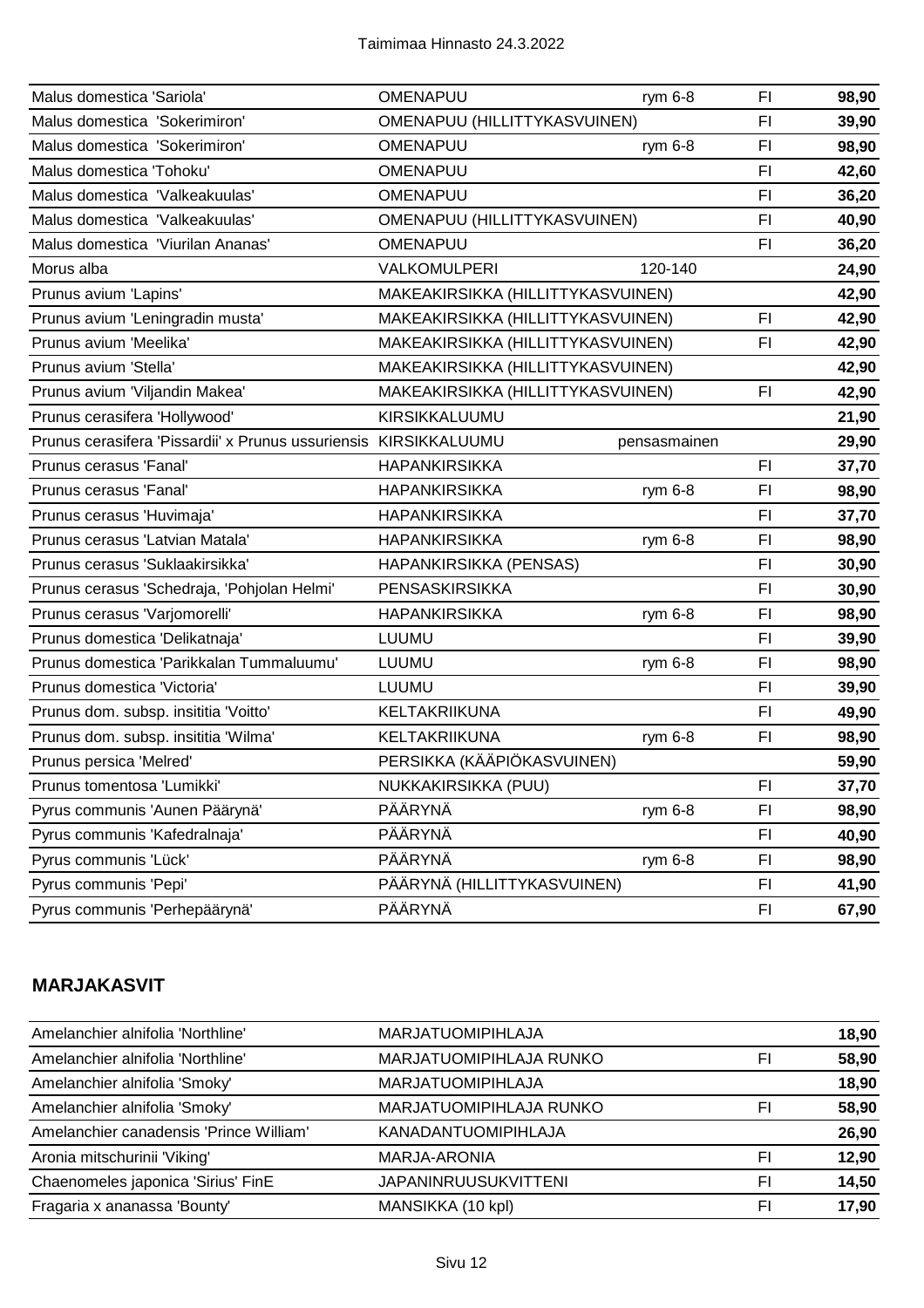| | | | | |
|---|---|---|---|---|
| Malus domestica 'Sariola' | OMENAPUU | rym 6-8 | FI | **98,90** |
| Malus domestica 'Sokerimiron' | OMENAPUU (HILLITTYKASVUINEN) | | FI | **39,90** |
| Malus domestica 'Sokerimiron' | OMENAPUU | rym 6-8 | FI | **98,90** |
| Malus domestica 'Tohoku' | OMENAPUU | | FI | **42,60** |
| Malus domestica 'Valkeakuulas' | OMENAPUU | | FI | **36,20** |
| Malus domestica 'Valkeakuulas' | OMENAPUU (HILLITTYKASVUINEN) | | FI | **40,90** |
| Malus domestica 'Viurilan Ananas' | OMENAPUU | | FI | **36,20** |
| Morus alba | VALKOMULPERI | 120-140 | | **24,90** |
| Prunus avium 'Lapins' | MAKEAKIRSIKKA (HILLITTYKASVUINEN) | | | **42,90** |
| Prunus avium 'Leningradin musta' | MAKEAKIRSIKKA (HILLITTYKASVUINEN) | | FI | **42,90** |
| Prunus avium 'Meelika' | MAKEAKIRSIKKA (HILLITTYKASVUINEN) | | FI | **42,90** |
| Prunus avium 'Stella' | MAKEAKIRSIKKA (HILLITTYKASVUINEN) | | | **42,90** |
| Prunus avium 'Viljandin Makea' | MAKEAKIRSIKKA (HILLITTYKASVUINEN) | | FI | **42,90** |
| Prunus cerasifera 'Hollywood' | KIRSIKKALUUMU | | | **21,90** |
| Prunus cerasifera 'Pissardii' x Prunus ussuriensis | KIRSIKKALUUMU | pensasmainen | | **29,90** |
| Prunus cerasus 'Fanal' | HAPANKIRSIKKA | | FI | **37,70** |
| Prunus cerasus 'Fanal' | HAPANKIRSIKKA | rym 6-8 | FI | **98,90** |
| Prunus cerasus 'Huvimaja' | HAPANKIRSIKKA | | FI | **37,70** |
| Prunus cerasus 'Latvian Matala' | HAPANKIRSIKKA | rym 6-8 | FI | **98,90** |
| Prunus cerasus 'Suklaakirsikka' | HAPANKIRSIKKA (PENSAS) | | FI | **30,90** |
| Prunus cerasus 'Schedraja, 'Pohjolan Helmi' | PENSASKIRSIKKA | | FI | **30,90** |
| Prunus cerasus 'Varjomorelli' | HAPANKIRSIKKA | rym 6-8 | FI | **98,90** |
| Prunus domestica 'Delikatnaja' | LUUMU | | FI | **39,90** |
| Prunus domestica 'Parikkalan Tummaluumu' | LUUMU | rym 6-8 | FI | **98,90** |
| Prunus domestica 'Victoria' | LUUMU | | FI | **39,90** |
| Prunus dom. subsp. insititia 'Voitto' | KELTAKRIIKUNA | | FI | **49,90** |
| Prunus dom. subsp. insititia 'Wilma' | KELTAKRIIKUNA | rym 6-8 | FI | **98,90** |
| Prunus persica 'Melred' | PERSIKKA (KÄÄPIÖKASVUINEN) | | | **59,90** |
| Prunus tomentosa 'Lumikki' | NUKKAKIRSIKKA (PUU) | | FI | **37,70** |
| Pyrus communis 'Aunen Päärynä' | PÄÄRYNÄ | rym 6-8 | FI | **98,90** |
| Pyrus communis 'Kafedralnaja' | PÄÄRYNÄ | | FI | **40,90** |
| Pyrus communis 'Lück' | PÄÄRYNÄ | rym 6-8 | FI | **98,90** |
| Pyrus communis 'Pepi' | PÄÄRYNÄ (HILLITTYKASVUINEN) | | FI | **41,90** |
| Pyrus communis 'Perhepäärynä' | PÄÄRYNÄ | | FI | **67,90** |

## MARJAKASVIT

| | | | |
|---|---|---|---|
| Amelanchier alnifolia 'Northline' | MARJATUOMIPIHLAJA | | **18,90** |
| Amelanchier alnifolia 'Northline' | MARJATUOMIPIHLAJA RUNKO | FI | **58,90** |
| Amelanchier alnifolia 'Smoky' | MARJATUOMIPIHLAJA | | **18,90** |
| Amelanchier alnifolia 'Smoky' | MARJATUOMIPIHLAJA RUNKO | FI | **58,90** |
| Amelanchier canadensis 'Prince William' | KANADANTUOMIPIHLAJA | | **26,90** |
| Aronia mitschurinii 'Viking' | MARJA-ARONIA | FI | **12,90** |
| Chaenomeles japonica 'Sirius' FinE | JAPANINRUUSUKVITTENI | FI | **14,50** |
| Fragaria x ananassa 'Bounty' | MANSIKKA (10 kpl) | FI | **17,90** |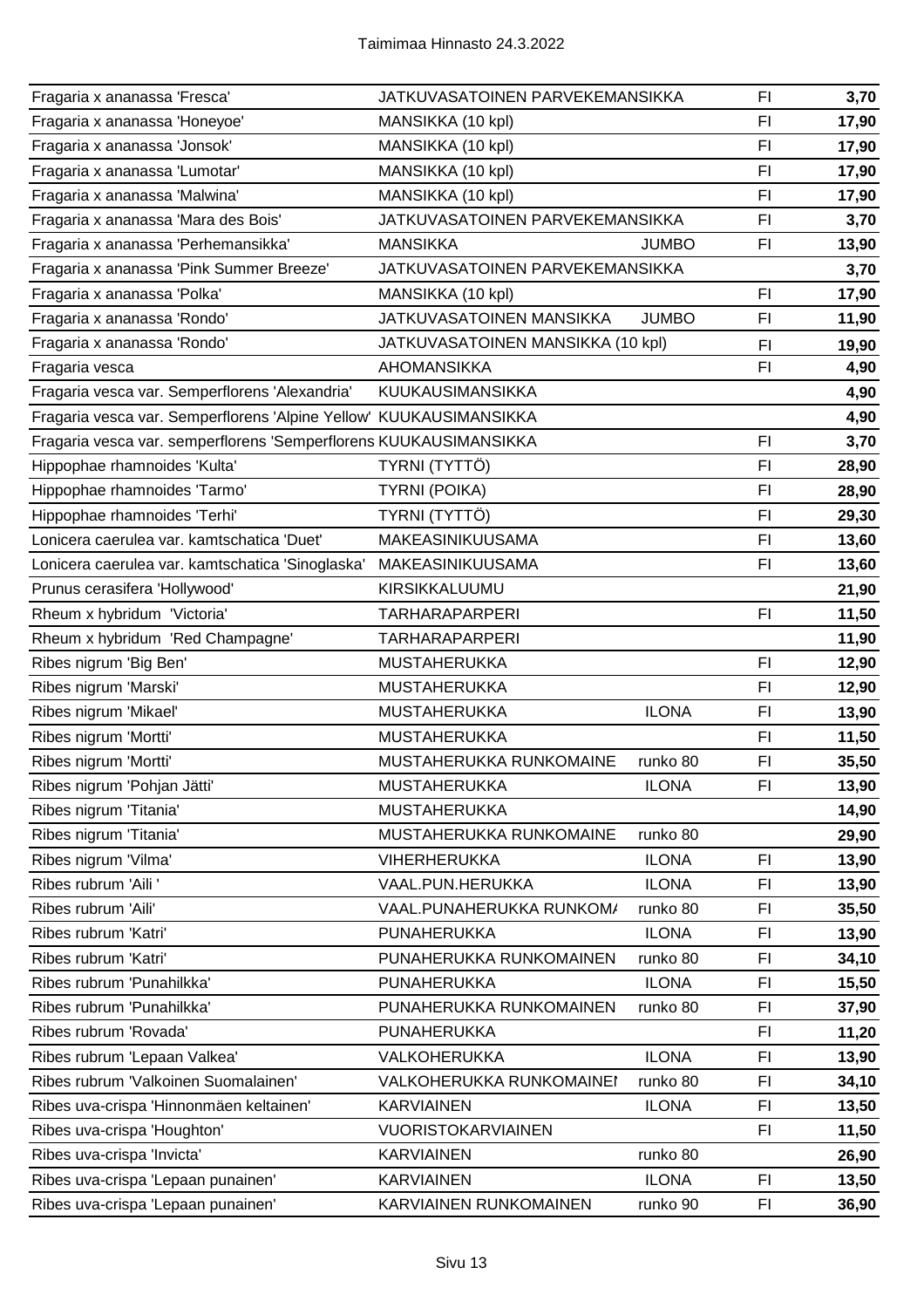| | | | | |
|---|---|---|---|---|
| Fragaria x ananassa 'Fresca' | JATKUVASATOINEN PARVEKEMANSIKKA | | FI | **3,70** |
| Fragaria x ananassa 'Honeyoe' | MANSIKKA (10 kpl) | | FI | **17,90** |
| Fragaria x ananassa 'Jonsok' | MANSIKKA (10 kpl) | | FI | **17,90** |
| Fragaria x ananassa 'Lumotar' | MANSIKKA (10 kpl) | | FI | **17,90** |
| Fragaria x ananassa 'Malwina' | MANSIKKA (10 kpl) | | FI | **17,90** |
| Fragaria x ananassa 'Mara des Bois' | JATKUVASATOINEN PARVEKEMANSIKKA | | FI | **3,70** |
| Fragaria x ananassa 'Perhemansikka' | MANSIKKA | JUMBO | FI | **13,90** |
| Fragaria x ananassa 'Pink Summer Breeze' | JATKUVASATOINEN PARVEKEMANSIKKA | | | **3,70** |
| Fragaria x ananassa 'Polka' | MANSIKKA (10 kpl) | | FI | **17,90** |
| Fragaria x ananassa 'Rondo' | JATKUVASATOINEN MANSIKKA | JUMBO | FI | **11,90** |
| Fragaria x ananassa 'Rondo' | JATKUVASATOINEN MANSIKKA (10 kpl) | | FI | **19,90** |
| Fragaria vesca | AHOMANSIKKA | | FI | **4,90** |
| Fragaria vesca var. Semperflorens 'Alexandria' | KUUKAUSIMANSIKKA | | | **4,90** |
| Fragaria vesca var. Semperflorens 'Alpine Yellow' | KUUKAUSIMANSIKKA | | | **4,90** |
| Fragaria vesca var. semperflorens 'Semperflorens | KUUKAUSIMANSIKKA | | FI | **3,70** |
| Hippophae rhamnoides 'Kulta' | TYRNI (TYTTÖ) | | FI | **28,90** |
| Hippophae rhamnoides 'Tarmo' | TYRNI (POIKA) | | FI | **28,90** |
| Hippophae rhamnoides 'Terhi' | TYRNI (TYTTÖ) | | FI | **29,30** |
| Lonicera caerulea var. kamtschatica 'Duet' | MAKEASINIKUUSAMA | | FI | **13,60** |
| Lonicera caerulea var. kamtschatica 'Sinoglaska' | MAKEASINIKUUSAMA | | FI | **13,60** |
| Prunus cerasifera 'Hollywood' | KIRSIKKALUUMU | | | **21,90** |
| Rheum x hybridum 'Victoria' | TARHARAPARPERI | | FI | **11,50** |
| Rheum x hybridum 'Red Champagne' | TARHARAPARPERI | | | **11,90** |
| Ribes nigrum 'Big Ben' | MUSTAHERUKKA | | FI | **12,90** |
| Ribes nigrum 'Marski' | MUSTAHERUKKA | | FI | **12,90** |
| Ribes nigrum 'Mikael' | MUSTAHERUKKA | ILONA | FI | **13,90** |
| Ribes nigrum 'Mortti' | MUSTAHERUKKA | | FI | **11,50** |
| Ribes nigrum 'Mortti' | MUSTAHERUKKA RUNKOMAINE | runko 80 | FI | **35,50** |
| Ribes nigrum 'Pohjan Jätti' | MUSTAHERUKKA | ILONA | FI | **13,90** |
| Ribes nigrum 'Titania' | MUSTAHERUKKA | | | **14,90** |
| Ribes nigrum 'Titania' | MUSTAHERUKKA RUNKOMAINE | runko 80 | | **29,90** |
| Ribes nigrum 'Vilma' | VIHERHERUKKA | ILONA | FI | **13,90** |
| Ribes rubrum 'Aili ' | VAAL.PUN.HERUKKA | ILONA | FI | **13,90** |
| Ribes rubrum 'Aili' | VAAL.PUNAHERUKKA RUNKOM/ | runko 80 | FI | **35,50** |
| Ribes rubrum 'Katri' | PUNAHERUKKA | ILONA | FI | **13,90** |
| Ribes rubrum 'Katri' | PUNAHERUKKA RUNKOMAINEN | runko 80 | FI | **34,10** |
| Ribes rubrum 'Punahilkka' | PUNAHERUKKA | ILONA | FI | **15,50** |
| Ribes rubrum 'Punahilkka' | PUNAHERUKKA RUNKOMAINEN | runko 80 | FI | **37,90** |
| Ribes rubrum 'Rovada' | PUNAHERUKKA | | FI | **11,20** |
| Ribes rubrum 'Lepaan Valkea' | VALKOHERUKKA | ILONA | FI | **13,90** |
| Ribes rubrum 'Valkoinen Suomalainen' | VALKOHERUKKA RUNKOMAINEI | runko 80 | FI | **34,10** |
| Ribes uva-crispa 'Hinnonmäen keltainen' | KARVIAINEN | ILONA | FI | **13,50** |
| Ribes uva-crispa 'Houghton' | VUORISTOKARVIAINEN | | FI | **11,50** |
| Ribes uva-crispa 'Invicta' | KARVIAINEN | runko 80 | | **26,90** |
| Ribes uva-crispa 'Lepaan punainen' | KARVIAINEN | ILONA | FI | **13,50** |
| Ribes uva-crispa 'Lepaan punainen' | KARVIAINEN RUNKOMAINEN | runko 90 | FI | **36,90** |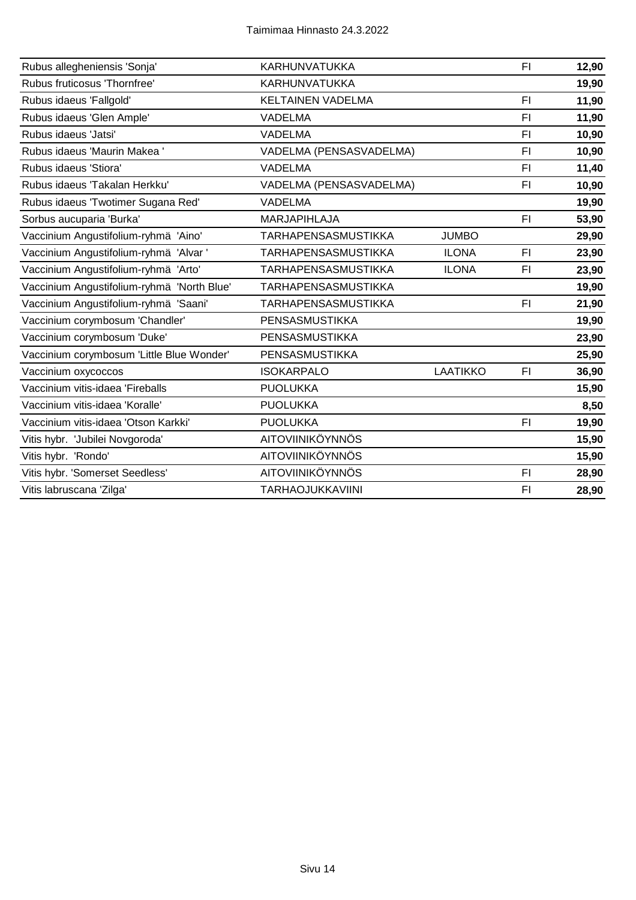| | | | | |
|---|---|---|---|---|
| Rubus allegheniensis 'Sonja' | KARHUNVATUKKA | | FI | **12,90** |
| Rubus fruticosus 'Thornfree' | KARHUNVATUKKA | | | **19,90** |
| Rubus idaeus 'Fallgold' | KELTAINEN VADELMA | | FI | **11,90** |
| Rubus idaeus 'Glen Ample' | VADELMA | | FI | **11,90** |
| Rubus idaeus 'Jatsi' | VADELMA | | FI | **10,90** |
| Rubus idaeus 'Maurin Makea ' | VADELMA (PENSASVADELMA) | | FI | **10,90** |
| Rubus idaeus 'Stiora' | VADELMA | | FI | **11,40** |
| Rubus idaeus 'Takalan Herkku' | VADELMA (PENSASVADELMA) | | FI | **10,90** |
| Rubus idaeus 'Twotimer Sugana Red' | VADELMA | | | **19,90** |
| Sorbus aucuparia 'Burka' | MARJAPIHLAJA | | FI | **53,90** |
| Vaccinium Angustifolium-ryhmä 'Aino' | TARHAPENSASMUSTIKKA | JUMBO | | **29,90** |
| Vaccinium Angustifolium-ryhmä 'Alvar ' | TARHAPENSASMUSTIKKA | ILONA | FI | **23,90** |
| Vaccinium Angustifolium-ryhmä 'Arto' | TARHAPENSASMUSTIKKA | ILONA | FI | **23,90** |
| Vaccinium Angustifolium-ryhmä 'North Blue' | TARHAPENSASMUSTIKKA | | | **19,90** |
| Vaccinium Angustifolium-ryhmä 'Saani' | TARHAPENSASMUSTIKKA | | FI | **21,90** |
| Vaccinium corymbosum 'Chandler' | PENSASMUSTIKKA | | | **19,90** |
| Vaccinium corymbosum 'Duke' | PENSASMUSTIKKA | | | **23,90** |
| Vaccinium corymbosum 'Little Blue Wonder' | PENSASMUSTIKKA | | | **25,90** |
| Vaccinium oxycoccos | ISOKARPALO | LAATIKKO | FI | **36,90** |
| Vaccinium vitis-idaea 'Fireballs | PUOLUKKA | | | **15,90** |
| Vaccinium vitis-idaea 'Koralle' | PUOLUKKA | | | **8,50** |
| Vaccinium vitis-idaea 'Otson Karkki' | PUOLUKKA | | FI | **19,90** |
| Vitis hybr. 'Jubilei Novgoroda' | AITOVIINIKÖYNNÖS | | | **15,90** |
| Vitis hybr. 'Rondo' | AITOVIINIKÖYNNÖS | | | **15,90** |
| Vitis hybr. 'Somerset Seedless' | AITOVIINIKÖYNNÖS | | FI | **28,90** |
| Vitis labruscana 'Zilga' | TARHAOJUKKAVIINI | | FI | **28,90** |